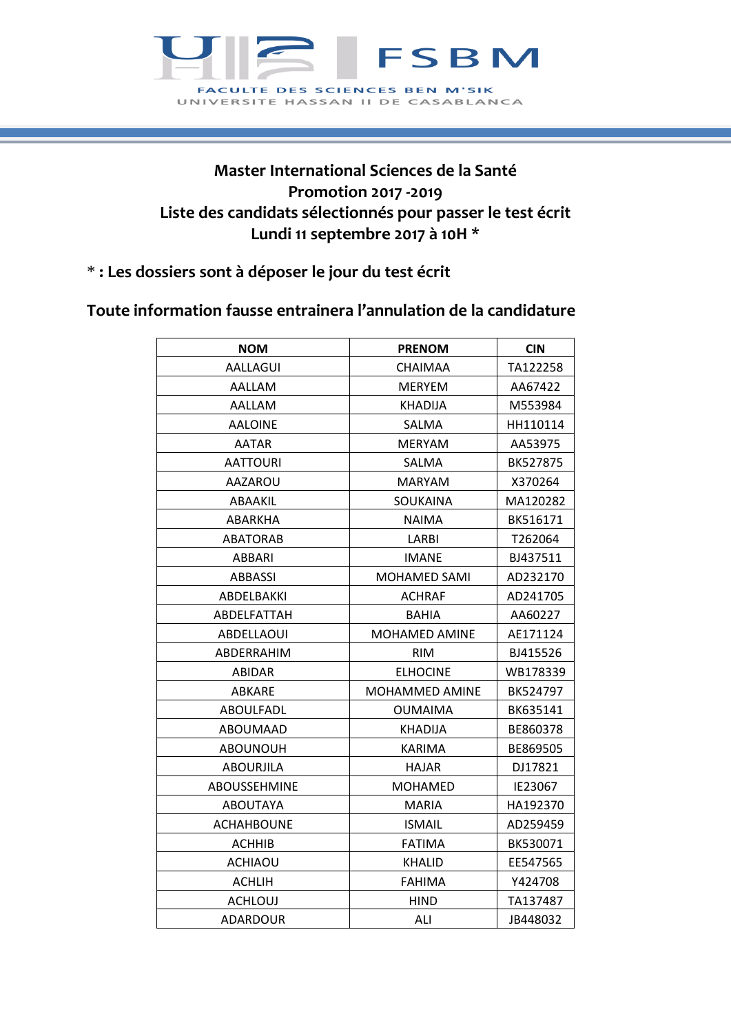FSBM

FACULTE DES SCIENCES BEN M'SIK
UNIVERSITE HASSAN II DE CASABLANCA

## Master International Sciences de la Santé
## Promotion 2017 -2019
## Liste des candidats sélectionnés pour passer le test écrit
## Lundi 11 septembre 2017 à 10H *

**\* : Les dossiers sont à déposer le jour du test écrit**

**Toute information fausse entrainera l'annulation de la candidature**

| NOM | PRENOM | CIN |
|---|---|---|
| AALLAGUI | CHAIMAA | TA122258 |
| AALLAM | MERYEM | AA67422 |
| AALLAM | KHADIJA | M553984 |
| AALOINE | SALMA | HH110114 |
| AATAR | MERYAM | AA53975 |
| AATTOURI | SALMA | BK527875 |
| AAZAROU | MARYAM | X370264 |
| ABAAKIL | SOUKAINA | MA120282 |
| ABARKHA | NAIMA | BK516171 |
| ABATORAB | LARBI | T262064 |
| ABBARI | IMANE | BJ437511 |
| ABBASSI | MOHAMED SAMI | AD232170 |
| ABDELBAKKI | ACHRAF | AD241705 |
| ABDELFATTAH | BAHIA | AA60227 |
| ABDELLAOUI | MOHAMED AMINE | AE171124 |
| ABDERRAHIM | RIM | BJ415526 |
| ABIDAR | ELHOCINE | WB178339 |
| ABKARE | MOHAMMED AMINE | BK524797 |
| ABOULFADL | OUMAIMA | BK635141 |
| ABOUMAAD | KHADIJA | BE860378 |
| ABOUNOUH | KARIMA | BE869505 |
| ABOURJILA | HAJAR | DJ17821 |
| ABOUSSEHMINE | MOHAMED | IE23067 |
| ABOUTAYA | MARIA | HA192370 |
| ACHAHBOUNE | ISMAIL | AD259459 |
| ACHHIB | FATIMA | BK530071 |
| ACHIAOU | KHALID | EE547565 |
| ACHLIH | FAHIMA | Y424708 |
| ACHLOUJ | HIND | TA137487 |
| ADARDOUR | ALI | JB448032 |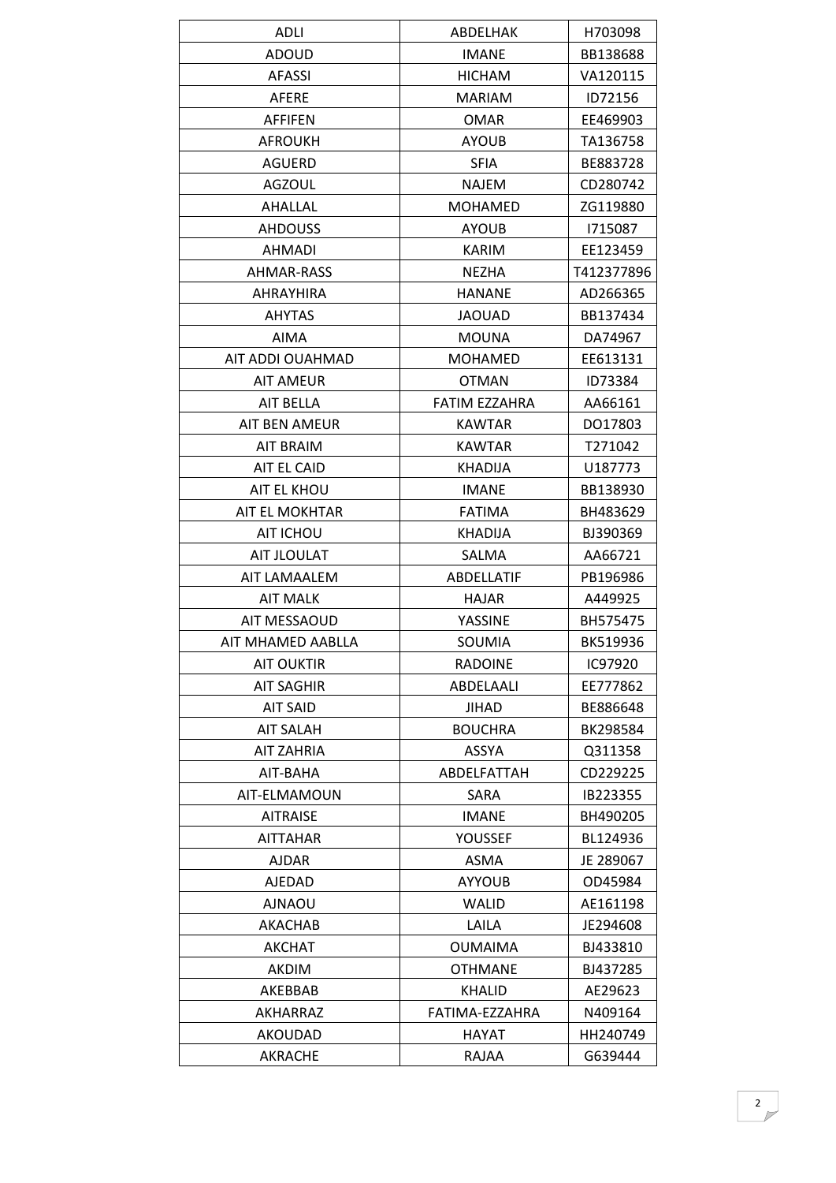| ADLI | ABDELHAK | H703098 |
|---|---|---|
| ADOUD | IMANE | BB138688 |
| AFASSI | HICHAM | VA120115 |
| AFERE | MARIAM | ID72156 |
| AFFIFEN | OMAR | EE469903 |
| AFROUKH | AYOUB | TA136758 |
| AGUERD | SFIA | BE883728 |
| AGZOUL | NAJEM | CD280742 |
| AHALLAL | MOHAMED | ZG119880 |
| AHDOUSS | AYOUB | I715087 |
| AHMADI | KARIM | EE123459 |
| AHMAR-RASS | NEZHA | T412377896 |
| AHRAYHIRA | HANANE | AD266365 |
| AHYTAS | JAOUAD | BB137434 |
| AIMA | MOUNA | DA74967 |
| AIT ADDI OUAHMAD | MOHAMED | EE613131 |
| AIT AMEUR | OTMAN | ID73384 |
| AIT BELLA | FATIM EZZAHRA | AA66161 |
| AIT BEN AMEUR | KAWTAR | DO17803 |
| AIT BRAIM | KAWTAR | T271042 |
| AIT EL CAID | KHADIJA | U187773 |
| AIT EL KHOU | IMANE | BB138930 |
| AIT EL MOKHTAR | FATIMA | BH483629 |
| AIT ICHOU | KHADIJA | BJ390369 |
| AIT JLOULAT | SALMA | AA66721 |
| AIT LAMAALEM | ABDELLATIF | PB196986 |
| AIT MALK | HAJAR | A449925 |
| AIT MESSAOUD | YASSINE | BH575475 |
| AIT MHAMED AABLLA | SOUMIA | BK519936 |
| AIT OUKTIR | RADOINE | IC97920 |
| AIT SAGHIR | ABDELAALI | EE777862 |
| AIT SAID | JIHAD | BE886648 |
| AIT SALAH | BOUCHRA | BK298584 |
| AIT ZAHRIA | ASSYA | Q311358 |
| AIT-BAHA | ABDELFATTAH | CD229225 |
| AIT-ELMAMOUN | SARA | IB223355 |
| AITRAISE | IMANE | BH490205 |
| AITTAHAR | YOUSSEF | BL124936 |
| AJDAR | ASMA | JE 289067 |
| AJEDAD | AYYOUB | OD45984 |
| AJNAOU | WALID | AE161198 |
| AKACHAB | LAILA | JE294608 |
| AKCHAT | OUMAIMA | BJ433810 |
| AKDIM | OTHMANE | BJ437285 |
| AKEBBAB | KHALID | AE29623 |
| AKHARRAZ | FATIMA-EZZAHRA | N409164 |
| AKOUDAD | HAYAT | HH240749 |
| AKRACHE | RAJAA | G639444 |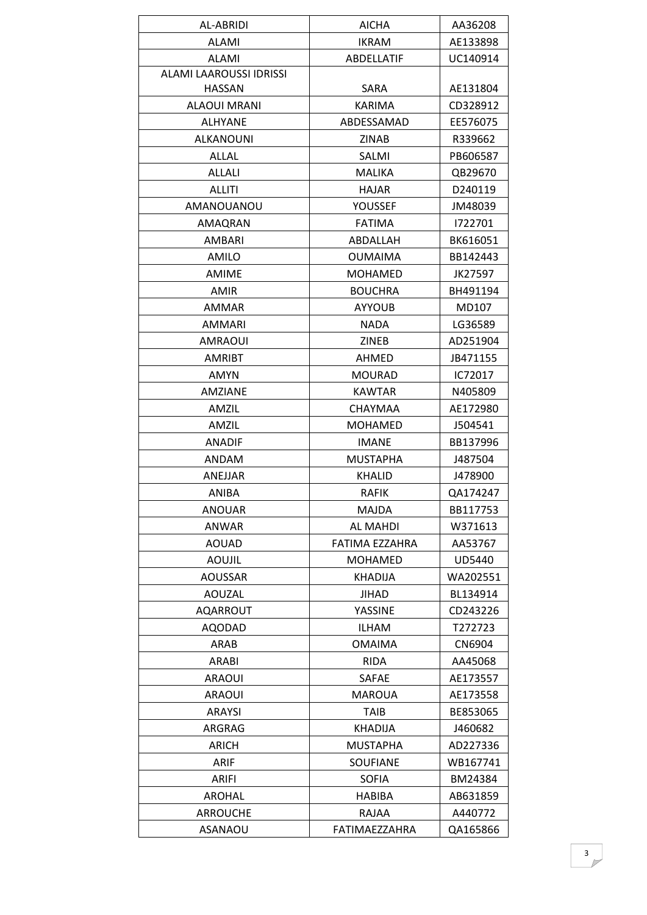| AL-ABRIDI | AICHA | AA36208 |
|---|---|---|
| ALAMI | IKRAM | AE133898 |
| ALAMI | ABDELLATIF | UC140914 |
| ALAMI LAAROUSSI IDRISSI HASSAN | SARA | AE131804 |
| ALAOUI MRANI | KARIMA | CD328912 |
| ALHYANE | ABDESSAMAD | EE576075 |
| ALKANOUNI | ZINAB | R339662 |
| ALLAL | SALMI | PB606587 |
| ALLALI | MALIKA | QB29670 |
| ALLITI | HAJAR | D240119 |
| AMANOUANOU | YOUSSEF | JM48039 |
| AMAQRAN | FATIMA | I722701 |
| AMBARI | ABDALLAH | BK616051 |
| AMILO | OUMAIMA | BB142443 |
| AMIME | MOHAMED | JK27597 |
| AMIR | BOUCHRA | BH491194 |
| AMMAR | AYYOUB | MD107 |
| AMMARI | NADA | LG36589 |
| AMRAOUI | ZINEB | AD251904 |
| AMRIBT | AHMED | JB471155 |
| AMYN | MOURAD | IC72017 |
| AMZIANE | KAWTAR | N405809 |
| AMZIL | CHAYMAA | AE172980 |
| AMZIL | MOHAMED | J504541 |
| ANADIF | IMANE | BB137996 |
| ANDAM | MUSTAPHA | J487504 |
| ANEJJAR | KHALID | J478900 |
| ANIBA | RAFIK | QA174247 |
| ANOUAR | MAJDA | BB117753 |
| ANWAR | AL MAHDI | W371613 |
| AOUAD | FATIMA EZZAHRA | AA53767 |
| AOUJIL | MOHAMED | UD5440 |
| AOUSSAR | KHADIJA | WA202551 |
| AOUZAL | JIHAD | BL134914 |
| AQARROUT | YASSINE | CD243226 |
| AQODAD | ILHAM | T272723 |
| ARAB | OMAIMA | CN6904 |
| ARABI | RIDA | AA45068 |
| ARAOUI | SAFAE | AE173557 |
| ARAOUI | MAROUA | AE173558 |
| ARAYSI | TAIB | BE853065 |
| ARGRAG | KHADIJA | J460682 |
| ARICH | MUSTAPHA | AD227336 |
| ARIF | SOUFIANE | WB167741 |
| ARIFI | SOFIA | BM24384 |
| AROHAL | HABIBA | AB631859 |
| ARROUCHE | RAJAA | A440772 |
| ASANAOU | FATIMAEZZAHRA | QA165866 |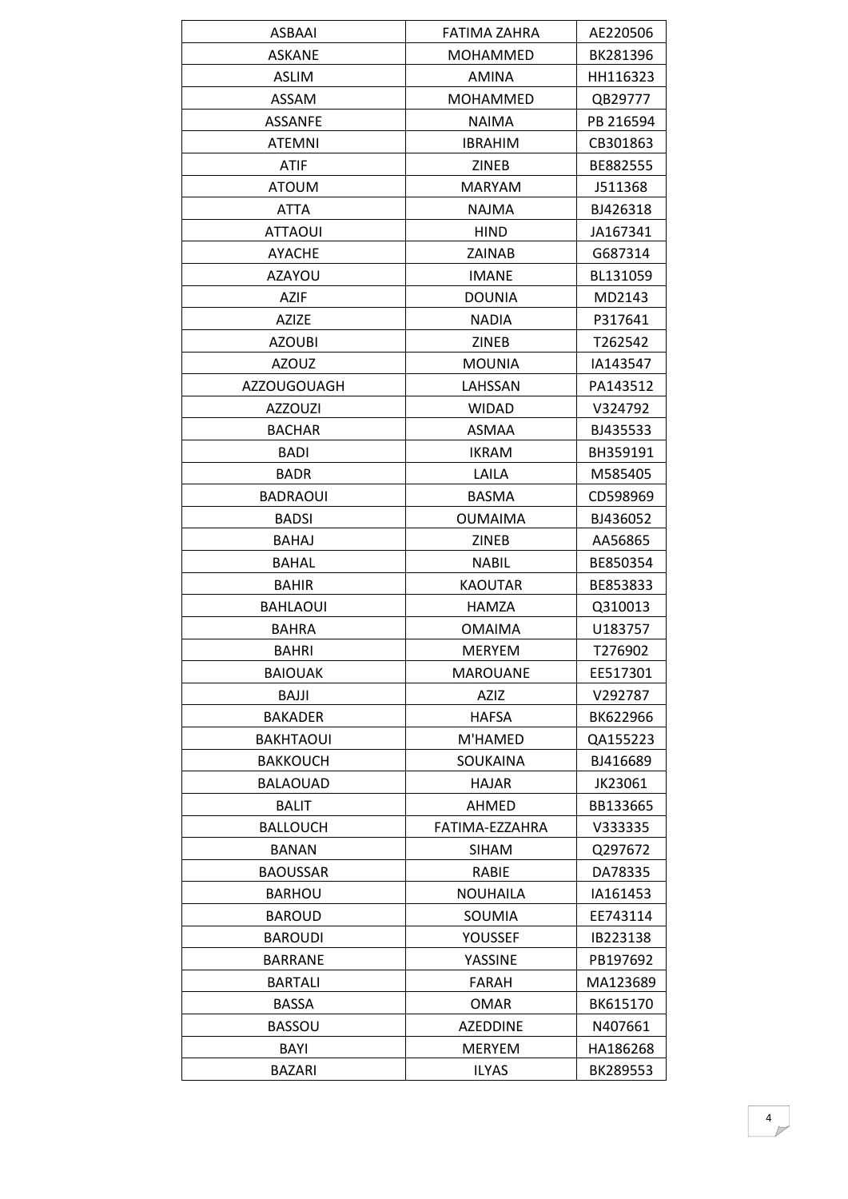| ASBAAI | FATIMA ZAHRA | AE220506 |
|---|---|---|
| ASKANE | MOHAMMED | BK281396 |
| ASLIM | AMINA | HH116323 |
| ASSAM | MOHAMMED | QB29777 |
| ASSANFE | NAIMA | PB 216594 |
| ATEMNI | IBRAHIM | CB301863 |
| ATIF | ZINEB | BE882555 |
| ATOUM | MARYAM | J511368 |
| ATTA | NAJMA | BJ426318 |
| ATTAOUI | HIND | JA167341 |
| AYACHE | ZAINAB | G687314 |
| AZAYOU | IMANE | BL131059 |
| AZIF | DOUNIA | MD2143 |
| AZIZE | NADIA | P317641 |
| AZOUBI | ZINEB | T262542 |
| AZOUZ | MOUNIA | IA143547 |
| AZZOUGOUAGH | LAHSSAN | PA143512 |
| AZZOUZI | WIDAD | V324792 |
| BACHAR | ASMAA | BJ435533 |
| BADI | IKRAM | BH359191 |
| BADR | LAILA | M585405 |
| BADRAOUI | BASMA | CD598969 |
| BADSI | OUMAIMA | BJ436052 |
| BAHAJ | ZINEB | AA56865 |
| BAHAL | NABIL | BE850354 |
| BAHIR | KAOUTAR | BE853833 |
| BAHLAOUI | HAMZA | Q310013 |
| BAHRA | OMAIMA | U183757 |
| BAHRI | MERYEM | T276902 |
| BAIOUAK | MAROUANE | EE517301 |
| BAJJI | AZIZ | V292787 |
| BAKADER | HAFSA | BK622966 |
| BAKHTAOUI | M'HAMED | QA155223 |
| BAKKOUCH | SOUKAINA | BJ416689 |
| BALAOUAD | HAJAR | JK23061 |
| BALIT | AHMED | BB133665 |
| BALLOUCH | FATIMA-EZZAHRA | V333335 |
| BANAN | SIHAM | Q297672 |
| BAOUSSAR | RABIE | DA78335 |
| BARHOU | NOUHAILA | IA161453 |
| BAROUD | SOUMIA | EE743114 |
| BAROUDI | YOUSSEF | IB223138 |
| BARRANE | YASSINE | PB197692 |
| BARTALI | FARAH | MA123689 |
| BASSA | OMAR | BK615170 |
| BASSOU | AZEDDINE | N407661 |
| BAYI | MERYEM | HA186268 |
| BAZARI | ILYAS | BK289553 |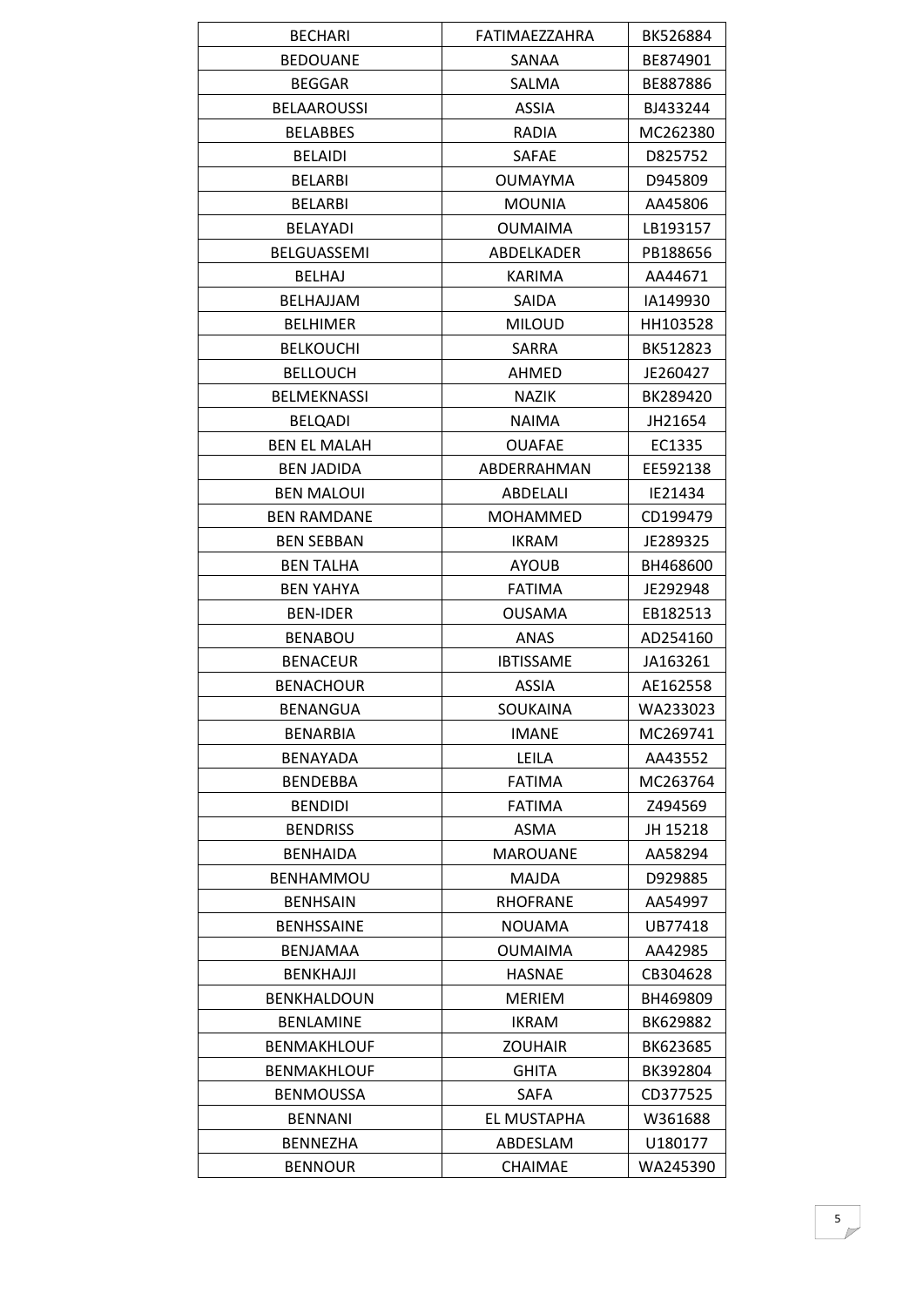| BECHARI | FATIMAEZZAHRA | BK526884 |
|---|---|---|
| BEDOUANE | SANAA | BE874901 |
| BEGGAR | SALMA | BE887886 |
| BELAAROUSSI | ASSIA | BJ433244 |
| BELABBES | RADIA | MC262380 |
| BELAIDI | SAFAE | D825752 |
| BELARBI | OUMAYMA | D945809 |
| BELARBI | MOUNIA | AA45806 |
| BELAYADI | OUMAIMA | LB193157 |
| BELGUASSEMI | ABDELKADER | PB188656 |
| BELHAJ | KARIMA | AA44671 |
| BELHAJJAM | SAIDA | IA149930 |
| BELHIMER | MILOUD | HH103528 |
| BELKOUCHI | SARRA | BK512823 |
| BELLOUCH | AHMED | JE260427 |
| BELMEKNASSI | NAZIK | BK289420 |
| BELQADI | NAIMA | JH21654 |
| BEN EL MALAH | OUAFAE | EC1335 |
| BEN JADIDA | ABDERRAHMAN | EE592138 |
| BEN MALOUI | ABDELALI | IE21434 |
| BEN RAMDANE | MOHAMMED | CD199479 |
| BEN SEBBAN | IKRAM | JE289325 |
| BEN TALHA | AYOUB | BH468600 |
| BEN YAHYA | FATIMA | JE292948 |
| BEN-IDER | OUSAMA | EB182513 |
| BENABOU | ANAS | AD254160 |
| BENACEUR | IBTISSAME | JA163261 |
| BENACHOUR | ASSIA | AE162558 |
| BENANGUA | SOUKAINA | WA233023 |
| BENARBIA | IMANE | MC269741 |
| BENAYADA | LEILA | AA43552 |
| BENDEBBA | FATIMA | MC263764 |
| BENDIDI | FATIMA | Z494569 |
| BENDRISS | ASMA | JH 15218 |
| BENHAIDA | MAROUANE | AA58294 |
| BENHAMMOU | MAJDA | D929885 |
| BENHSAIN | RHOFRANE | AA54997 |
| BENHSSAINE | NOUAMA | UB77418 |
| BENJAMAA | OUMAIMA | AA42985 |
| BENKHAJJI | HASNAE | CB304628 |
| BENKHALDOUN | MERIEM | BH469809 |
| BENLAMINE | IKRAM | BK629882 |
| BENMAKHLOUF | ZOUHAIR | BK623685 |
| BENMAKHLOUF | GHITA | BK392804 |
| BENMOUSSA | SAFA | CD377525 |
| BENNANI | EL MUSTAPHA | W361688 |
| BENNEZHA | ABDESLAM | U180177 |
| BENNOUR | CHAIMAE | WA245390 |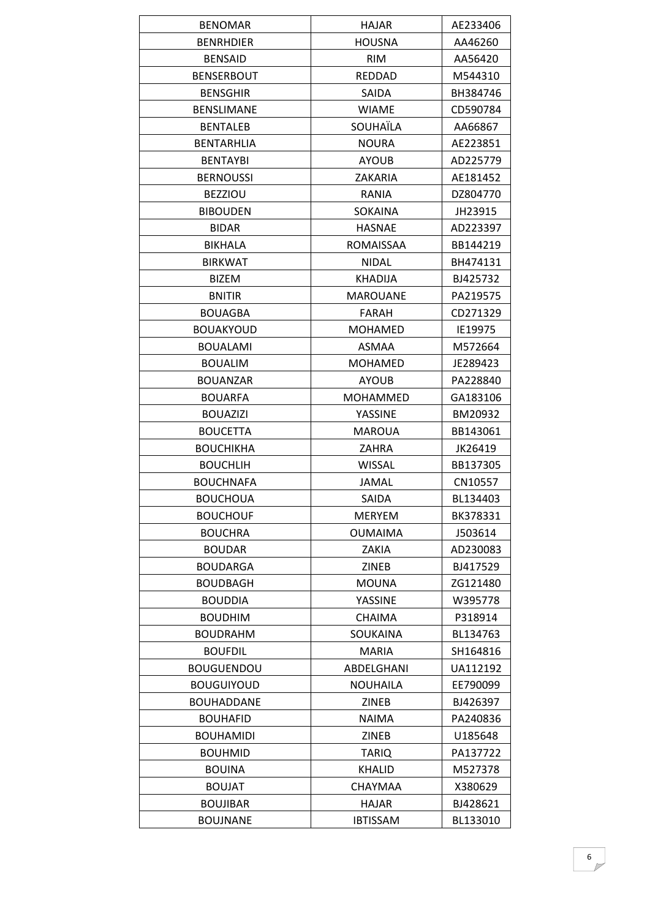| BENOMAR | HAJAR | AE233406 |
|---|---|---|
| BENRHDIER | HOUSNA | AA46260 |
| BENSAID | RIM | AA56420 |
| BENSERBOUT | REDDAD | M544310 |
| BENSGHIR | SAIDA | BH384746 |
| BENSLIMANE | WIAME | CD590784 |
| BENTALEB | SOUHAÏLA | AA66867 |
| BENTARHLIA | NOURA | AE223851 |
| BENTAYBI | AYOUB | AD225779 |
| BERNOUSSI | ZAKARIA | AE181452 |
| BEZZIOU | RANIA | DZ804770 |
| BIBOUDEN | SOKAINA | JH23915 |
| BIDAR | HASNAE | AD223397 |
| BIKHALA | ROMAISSAA | BB144219 |
| BIRKWAT | NIDAL | BH474131 |
| BIZEM | KHADIJA | BJ425732 |
| BNITIR | MAROUANE | PA219575 |
| BOUAGBA | FARAH | CD271329 |
| BOUAKYOUD | MOHAMED | IE19975 |
| BOUALAMI | ASMAA | M572664 |
| BOUALIM | MOHAMED | JE289423 |
| BOUANZAR | AYOUB | PA228840 |
| BOUARFA | MOHAMMED | GA183106 |
| BOUAZIZI | YASSINE | BM20932 |
| BOUCETTA | MAROUA | BB143061 |
| BOUCHIKHA | ZAHRA | JK26419 |
| BOUCHLIH | WISSAL | BB137305 |
| BOUCHNAFA | JAMAL | CN10557 |
| BOUCHOUA | SAIDA | BL134403 |
| BOUCHOUF | MERYEM | BK378331 |
| BOUCHRA | OUMAIMA | J503614 |
| BOUDAR | ZAKIA | AD230083 |
| BOUDARGA | ZINEB | BJ417529 |
| BOUDBAGH | MOUNA | ZG121480 |
| BOUDDIA | YASSINE | W395778 |
| BOUDHIM | CHAIMA | P318914 |
| BOUDRAHM | SOUKAINA | BL134763 |
| BOUFDIL | MARIA | SH164816 |
| BOUGUENDOU | ABDELGHANI | UA112192 |
| BOUGUIYOUD | NOUHAILA | EE790099 |
| BOUHADDANE | ZINEB | BJ426397 |
| BOUHAFID | NAIMA | PA240836 |
| BOUHAMIDI | ZINEB | U185648 |
| BOUHMID | TARIQ | PA137722 |
| BOUINA | KHALID | M527378 |
| BOUJAT | CHAYMAA | X380629 |
| BOUJIBAR | HAJAR | BJ428621 |
| BOUJNANE | IBTISSAM | BL133010 |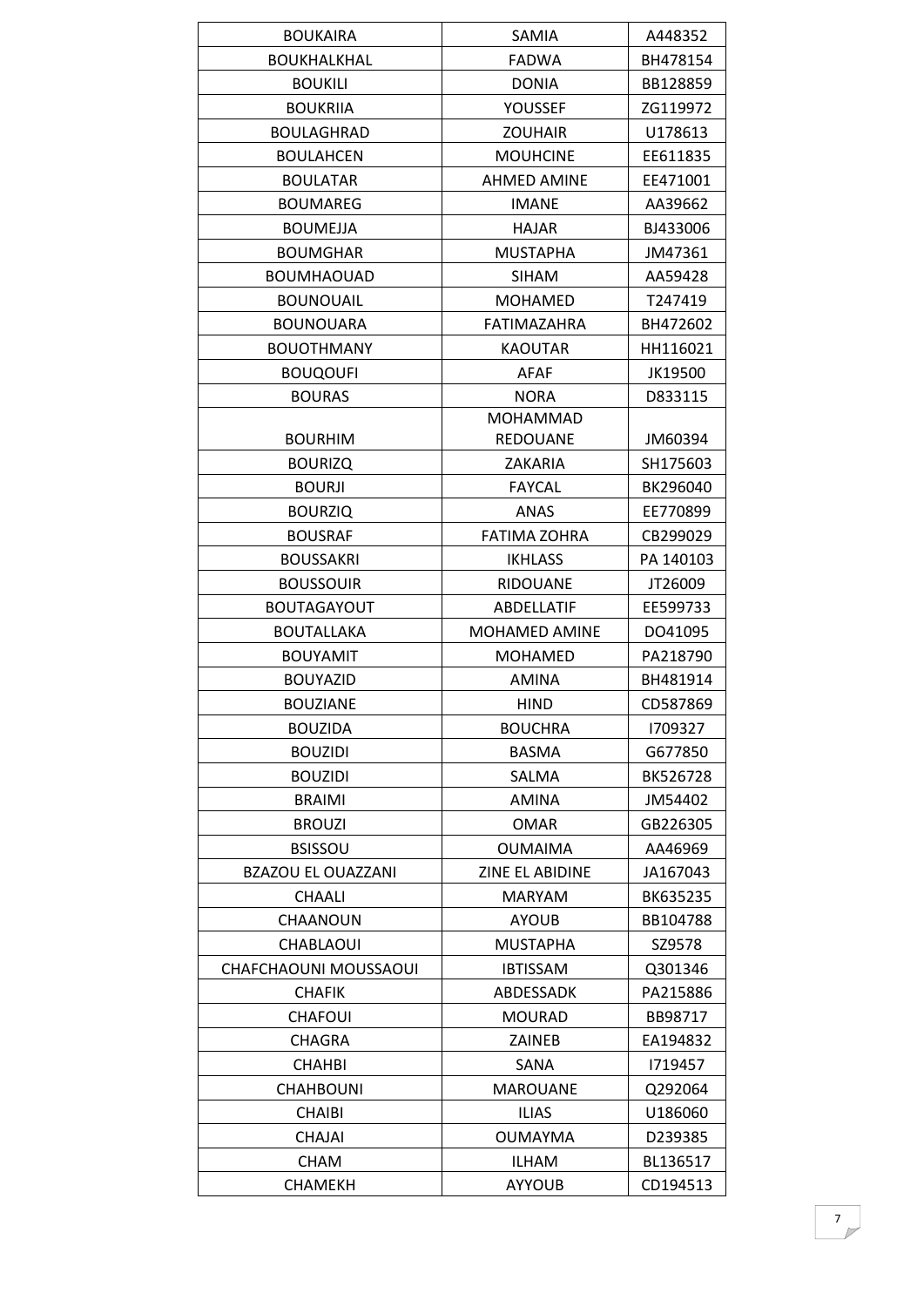| BOUKAIRA | SAMIA | A448352 |
|---|---|---|
| BOUKHALKHAL | FADWA | BH478154 |
| BOUKILI | DONIA | BB128859 |
| BOUKRIIA | YOUSSEF | ZG119972 |
| BOULAGHRAD | ZOUHAIR | U178613 |
| BOULAHCEN | MOUHCINE | EE611835 |
| BOULATAR | AHMED AMINE | EE471001 |
| BOUMAREG | IMANE | AA39662 |
| BOUMEJJA | HAJAR | BJ433006 |
| BOUMGHAR | MUSTAPHA | JM47361 |
| BOUMHAOUAD | SIHAM | AA59428 |
| BOUNOUAIL | MOHAMED | T247419 |
| BOUNOUARA | FATIMAZAHRA | BH472602 |
| BOUOTHMANY | KAOUTAR | HH116021 |
| BOUQOUFI | AFAF | JK19500 |
| BOURAS | NORA | D833115 |
| BOURHIM | MOHAMMAD REDOUANE | JM60394 |
| BOURIZQ | ZAKARIA | SH175603 |
| BOURJI | FAYCAL | BK296040 |
| BOURZIQ | ANAS | EE770899 |
| BOUSRAF | FATIMA ZOHRA | CB299029 |
| BOUSSAKRI | IKHLASS | PA 140103 |
| BOUSSOUIR | RIDOUANE | JT26009 |
| BOUTAGAYOUT | ABDELLATIF | EE599733 |
| BOUTALLAKA | MOHAMED AMINE | DO41095 |
| BOUYAMIT | MOHAMED | PA218790 |
| BOUYAZID | AMINA | BH481914 |
| BOUZIANE | HIND | CD587869 |
| BOUZIDA | BOUCHRA | I709327 |
| BOUZIDI | BASMA | G677850 |
| BOUZIDI | SALMA | BK526728 |
| BRAIMI | AMINA | JM54402 |
| BROUZI | OMAR | GB226305 |
| BSISSOU | OUMAIMA | AA46969 |
| BZAZOU EL OUAZZANI | ZINE EL ABIDINE | JA167043 |
| CHAALI | MARYAM | BK635235 |
| CHAANOUN | AYOUB | BB104788 |
| CHABLAOUI | MUSTAPHA | SZ9578 |
| CHAFCHAOUNI MOUSSAOUI | IBTISSAM | Q301346 |
| CHAFIK | ABDESSADK | PA215886 |
| CHAFOUI | MOURAD | BB98717 |
| CHAGRA | ZAINEB | EA194832 |
| CHAHBI | SANA | I719457 |
| CHAHBOUNI | MAROUANE | Q292064 |
| CHAIBI | ILIAS | U186060 |
| CHAJAI | OUMAYMA | D239385 |
| CHAM | ILHAM | BL136517 |
| CHAMEKH | AYYOUB | CD194513 |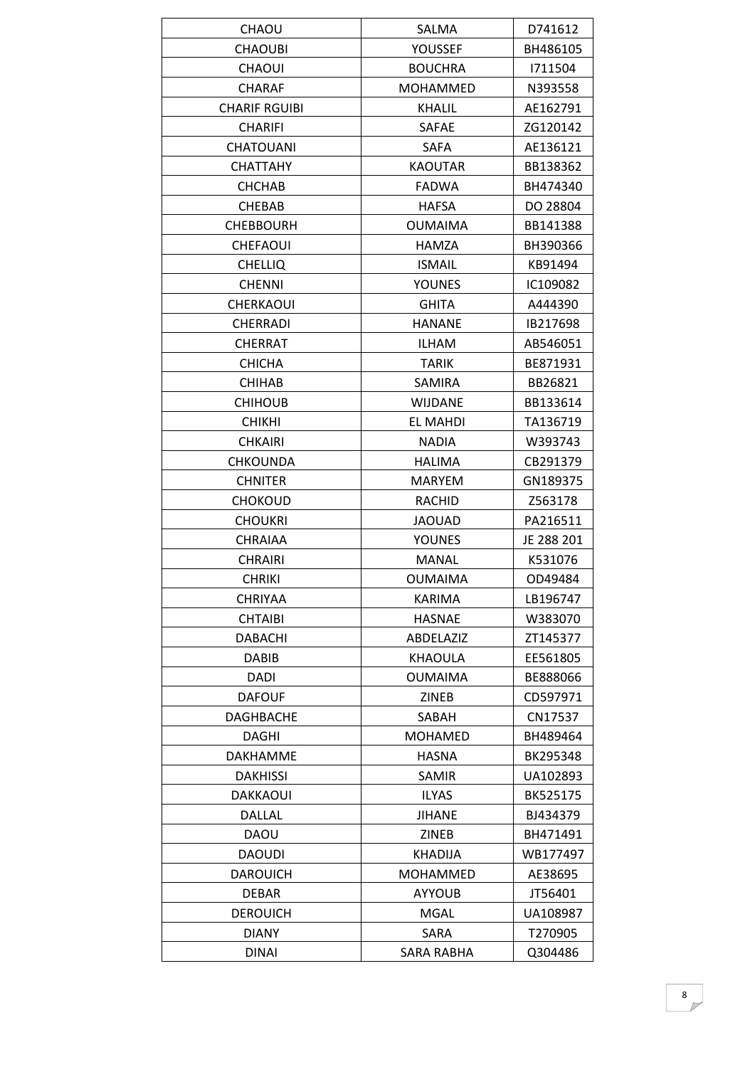| CHAOU | SALMA | D741612 |
|---|---|---|
| CHAOUBI | YOUSSEF | BH486105 |
| CHAOUI | BOUCHRA | I711504 |
| CHARAF | MOHAMMED | N393558 |
| CHARIF RGUIBI | KHALIL | AE162791 |
| CHARIFI | SAFAE | ZG120142 |
| CHATOUANI | SAFA | AE136121 |
| CHATTAHY | KAOUTAR | BB138362 |
| CHCHAB | FADWA | BH474340 |
| CHEBAB | HAFSA | DO 28804 |
| CHEBBOURH | OUMAIMA | BB141388 |
| CHEFAOUI | HAMZA | BH390366 |
| CHELLIQ | ISMAIL | KB91494 |
| CHENNI | YOUNES | IC109082 |
| CHERKAOUI | GHITA | A444390 |
| CHERRADI | HANANE | IB217698 |
| CHERRAT | ILHAM | AB546051 |
| CHICHA | TARIK | BE871931 |
| CHIHAB | SAMIRA | BB26821 |
| CHIHOUB | WIJDANE | BB133614 |
| CHIKHI | EL MAHDI | TA136719 |
| CHKAIRI | NADIA | W393743 |
| CHKOUNDA | HALIMA | CB291379 |
| CHNITER | MARYEM | GN189375 |
| CHOKOUD | RACHID | Z563178 |
| CHOUKRI | JAOUAD | PA216511 |
| CHRAIAA | YOUNES | JE 288 201 |
| CHRAIRI | MANAL | K531076 |
| CHRIKI | OUMAIMA | OD49484 |
| CHRIYAA | KARIMA | LB196747 |
| CHTAIBI | HASNAE | W383070 |
| DABACHI | ABDELAZIZ | ZT145377 |
| DABIB | KHAOULA | EE561805 |
| DADI | OUMAIMA | BE888066 |
| DAFOUF | ZINEB | CD597971 |
| DAGHBACHE | SABAH | CN17537 |
| DAGHI | MOHAMED | BH489464 |
| DAKHAMME | HASNA | BK295348 |
| DAKHISSI | SAMIR | UA102893 |
| DAKKAOUI | ILYAS | BK525175 |
| DALLAL | JIHANE | BJ434379 |
| DAOU | ZINEB | BH471491 |
| DAOUDI | KHADIJA | WB177497 |
| DAROUICH | MOHAMMED | AE38695 |
| DEBAR | AYYOUB | JT56401 |
| DEROUICH | MGAL | UA108987 |
| DIANY | SARA | T270905 |
| DINAI | SARA RABHA | Q304486 |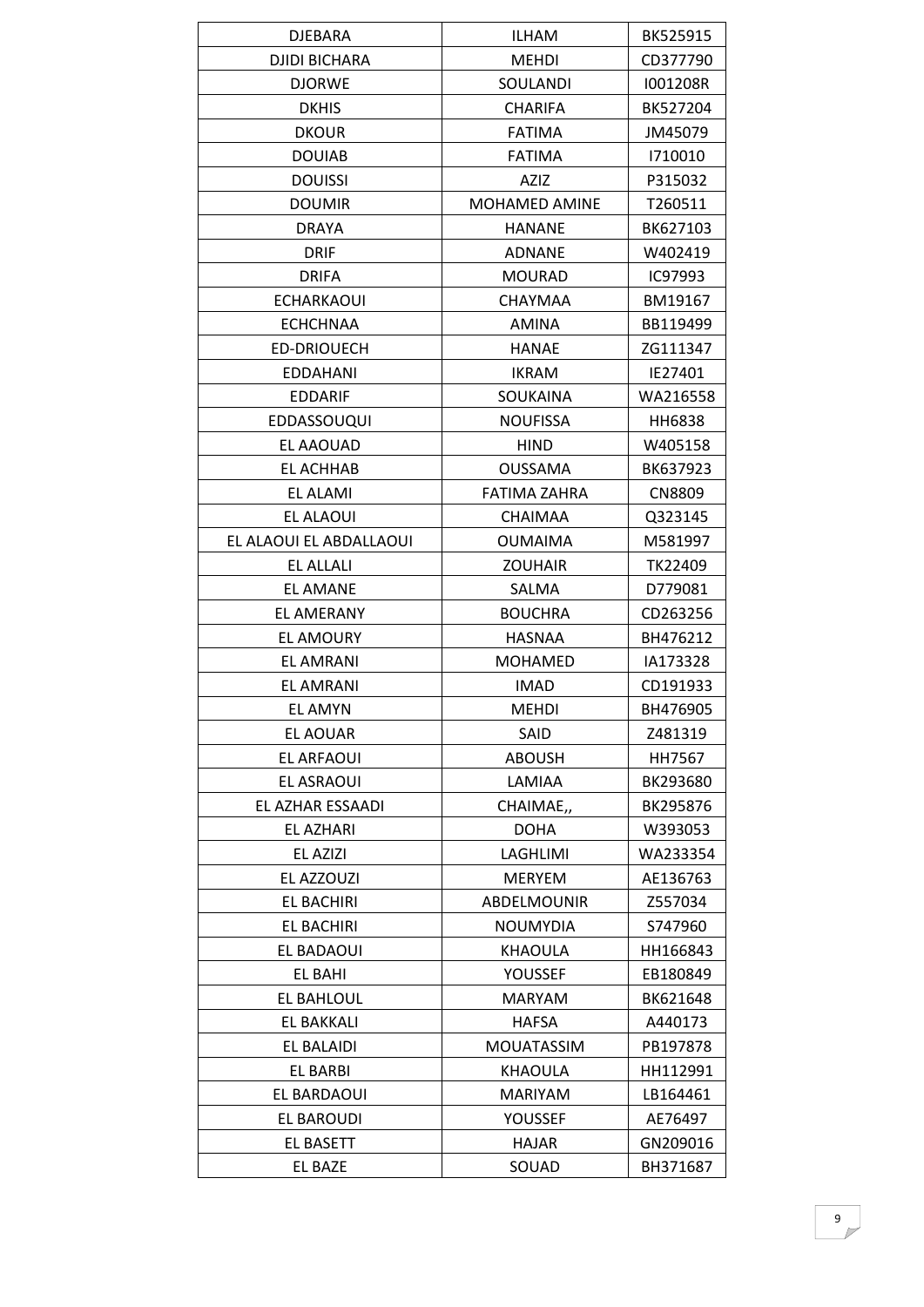| DJEBARA | ILHAM | BK525915 |
|---|---|---|
| DJIDI BICHARA | MEHDI | CD377790 |
| DJORWE | SOULANDI | I001208R |
| DKHIS | CHARIFA | BK527204 |
| DKOUR | FATIMA | JM45079 |
| DOUIAB | FATIMA | I710010 |
| DOUISSI | AZIZ | P315032 |
| DOUMIR | MOHAMED AMINE | T260511 |
| DRAYA | HANANE | BK627103 |
| DRIF | ADNANE | W402419 |
| DRIFA | MOURAD | IC97993 |
| ECHARKAOUI | CHAYMAA | BM19167 |
| ECHCHNAA | AMINA | BB119499 |
| ED-DRIOUECH | HANAE | ZG111347 |
| EDDAHANI | IKRAM | IE27401 |
| EDDARIF | SOUKAINA | WA216558 |
| EDDASSOUQUI | NOUFISSA | HH6838 |
| EL AAOUAD | HIND | W405158 |
| EL ACHHAB | OUSSAMA | BK637923 |
| EL ALAMI | FATIMA ZAHRA | CN8809 |
| EL ALAOUI | CHAIMAA | Q323145 |
| EL ALAOUI EL ABDALLAOUI | OUMAIMA | M581997 |
| EL ALLALI | ZOUHAIR | TK22409 |
| EL AMANE | SALMA | D779081 |
| EL AMERANY | BOUCHRA | CD263256 |
| EL AMOURY | HASNAA | BH476212 |
| EL AMRANI | MOHAMED | IA173328 |
| EL AMRANI | IMAD | CD191933 |
| EL AMYN | MEHDI | BH476905 |
| EL AOUAR | SAID | Z481319 |
| EL ARFAOUI | ABOUSH | HH7567 |
| EL ASRAOUI | LAMIAA | BK293680 |
| EL AZHAR ESSAADI | CHAIMAE,, | BK295876 |
| EL AZHARI | DOHA | W393053 |
| EL AZIZI | LAGHLIMI | WA233354 |
| EL AZZOUZI | MERYEM | AE136763 |
| EL BACHIRI | ABDELMOUNIR | Z557034 |
| EL BACHIRI | NOUMYDIA | S747960 |
| EL BADAOUI | KHAOULA | HH166843 |
| EL BAHI | YOUSSEF | EB180849 |
| EL BAHLOUL | MARYAM | BK621648 |
| EL BAKKALI | HAFSA | A440173 |
| EL BALAIDI | MOUATASSIM | PB197878 |
| EL BARBI | KHAOULA | HH112991 |
| EL BARDAOUI | MARIYAM | LB164461 |
| EL BAROUDI | YOUSSEF | AE76497 |
| EL BASETT | HAJAR | GN209016 |
| EL BAZE | SOUAD | BH371687 |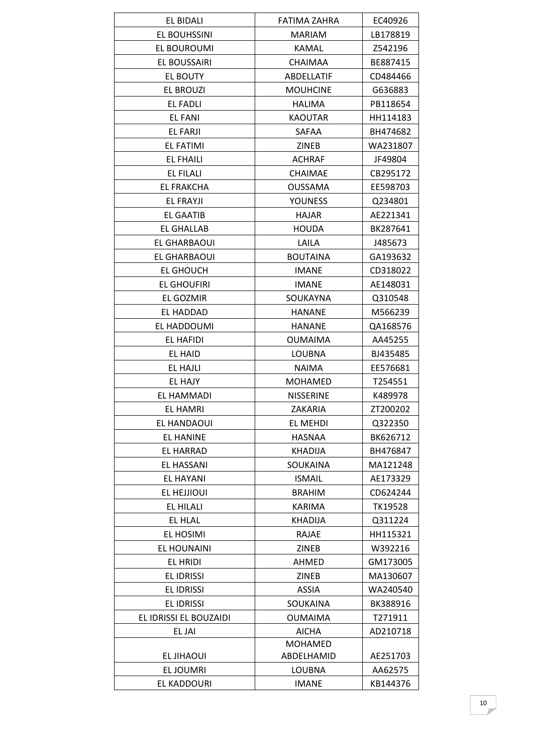| EL BIDALI | FATIMA ZAHRA | EC40926 |
|---|---|---|
| EL BOUHSSINI | MARIAM | LB178819 |
| EL BOUROUMI | KAMAL | Z542196 |
| EL BOUSSAIRI | CHAIMAA | BE887415 |
| EL BOUTY | ABDELLATIF | CD484466 |
| EL BROUZI | MOUHCINE | G636883 |
| EL FADLI | HALIMA | PB118654 |
| EL FANI | KAOUTAR | HH114183 |
| EL FARJI | SAFAA | BH474682 |
| EL FATIMI | ZINEB | WA231807 |
| EL FHAILI | ACHRAF | JF49804 |
| EL FILALI | CHAIMAE | CB295172 |
| EL FRAKCHA | OUSSAMA | EE598703 |
| EL FRAYJI | YOUNESS | Q234801 |
| EL GAATIB | HAJAR | AE221341 |
| EL GHALLAB | HOUDA | BK287641 |
| EL GHARBAOUI | LAILA | J485673 |
| EL GHARBAOUI | BOUTAINA | GA193632 |
| EL GHOUCH | IMANE | CD318022 |
| EL GHOUFIRI | IMANE | AE148031 |
| EL GOZMIR | SOUKAYNA | Q310548 |
| EL HADDAD | HANANE | M566239 |
| EL HADDOUMI | HANANE | QA168576 |
| EL HAFIDI | OUMAIMA | AA45255 |
| EL HAID | LOUBNA | BJ435485 |
| EL HAJLI | NAIMA | EE576681 |
| EL HAJY | MOHAMED | T254551 |
| EL HAMMADI | NISSERINE | K489978 |
| EL HAMRI | ZAKARIA | ZT200202 |
| EL HANDAOUI | EL MEHDI | Q322350 |
| EL HANINE | HASNAA | BK626712 |
| EL HARRAD | KHADIJA | BH476847 |
| EL HASSANI | SOUKAINA | MA121248 |
| EL HAYANI | ISMAIL | AE173329 |
| EL HEJJIOUI | BRAHIM | CD624244 |
| EL HILALI | KARIMA | TK19528 |
| EL HLAL | KHADIJA | Q311224 |
| EL HOSIMI | RAJAE | HH115321 |
| EL HOUNAINI | ZINEB | W392216 |
| EL HRIDI | AHMED | GM173005 |
| EL IDRISSI | ZINEB | MA130607 |
| EL IDRISSI | ASSIA | WA240540 |
| EL IDRISSI | SOUKAINA | BK388916 |
| EL IDRISSI EL BOUZAIDI | OUMAIMA | T271911 |
| EL JAI | AICHA | AD210718 |
| EL JIHAOUI | MOHAMED ABDELHAMID | AE251703 |
| EL JOUMRI | LOUBNA | AA62575 |
| EL KADDOURI | IMANE | KB144376 |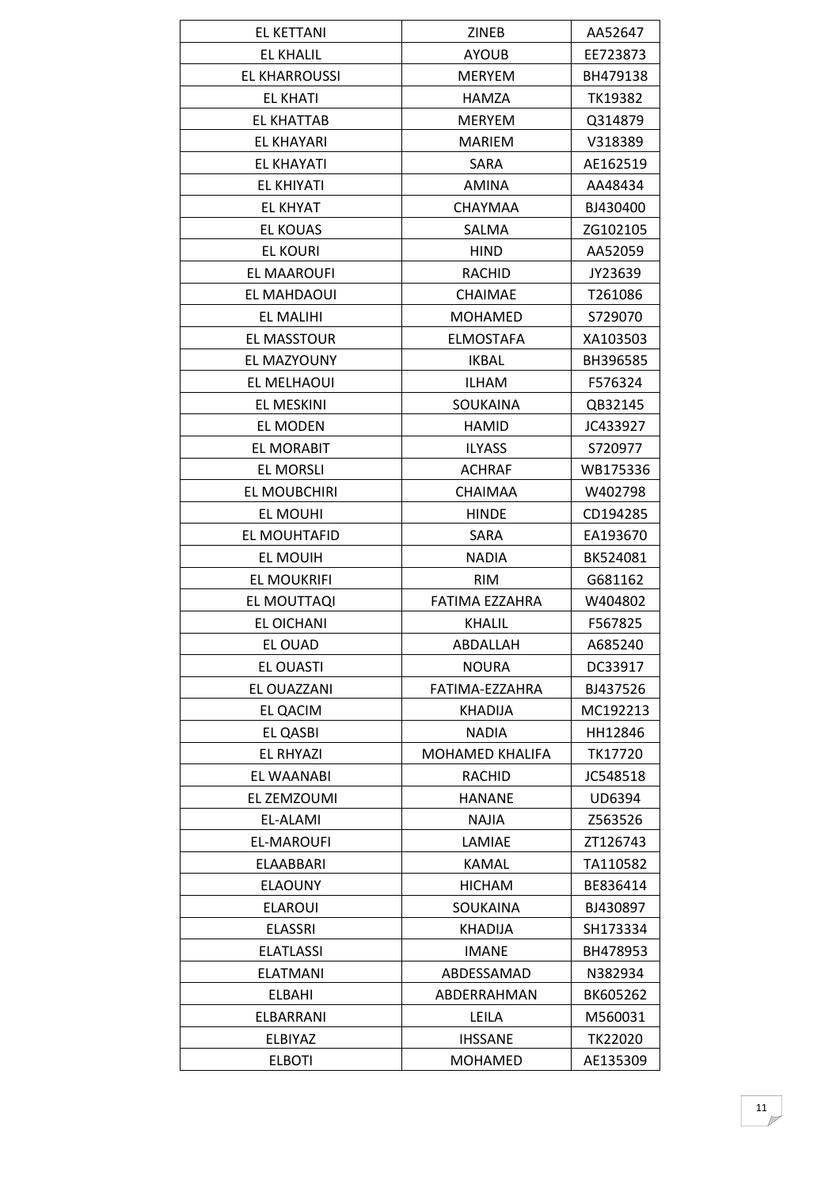| EL KETTANI | ZINEB | AA52647 |
|---|---|---|
| EL KHALIL | AYOUB | EE723873 |
| EL KHARROUSSI | MERYEM | BH479138 |
| EL KHATI | HAMZA | TK19382 |
| EL KHATTAB | MERYEM | Q314879 |
| EL KHAYARI | MARIEM | V318389 |
| EL KHAYATI | SARA | AE162519 |
| EL KHIYATI | AMINA | AA48434 |
| EL KHYAT | CHAYMAA | BJ430400 |
| EL KOUAS | SALMA | ZG102105 |
| EL KOURI | HIND | AA52059 |
| EL MAAROUFI | RACHID | JY23639 |
| EL MAHDAOUI | CHAIMAE | T261086 |
| EL MALIHI | MOHAMED | S729070 |
| EL MASSTOUR | ELMOSTAFA | XA103503 |
| EL MAZYOUNY | IKBAL | BH396585 |
| EL MELHAOUI | ILHAM | F576324 |
| EL MESKINI | SOUKAINA | QB32145 |
| EL MODEN | HAMID | JC433927 |
| EL MORABIT | ILYASS | S720977 |
| EL MORSLI | ACHRAF | WB175336 |
| EL MOUBCHIRI | CHAIMAA | W402798 |
| EL MOUHI | HINDE | CD194285 |
| EL MOUHTAFID | SARA | EA193670 |
| EL MOUIH | NADIA | BK524081 |
| EL MOUKRIFI | RIM | G681162 |
| EL MOUTTAQI | FATIMA EZZAHRA | W404802 |
| EL OICHANI | KHALIL | F567825 |
| EL OUAD | ABDALLAH | A685240 |
| EL OUASTI | NOURA | DC33917 |
| EL OUAZZANI | FATIMA-EZZAHRA | BJ437526 |
| EL QACIM | KHADIJA | MC192213 |
| EL QASBI | NADIA | HH12846 |
| EL RHYAZI | MOHAMED KHALIFA | TK17720 |
| EL WAANABI | RACHID | JC548518 |
| EL ZEMZOUMI | HANANE | UD6394 |
| EL-ALAMI | NAJIA | Z563526 |
| EL-MAROUFI | LAMIAE | ZT126743 |
| ELAABBARI | KAMAL | TA110582 |
| ELAOUNY | HICHAM | BE836414 |
| ELAROUI | SOUKAINA | BJ430897 |
| ELASSRI | KHADIJA | SH173334 |
| ELATLASSI | IMANE | BH478953 |
| ELATMANI | ABDESSAMAD | N382934 |
| ELBAHI | ABDERRAHMAN | BK605262 |
| ELBARRANI | LEILA | M560031 |
| ELBIYAZ | IHSSANE | TK22020 |
| ELBOTI | MOHAMED | AE135309 |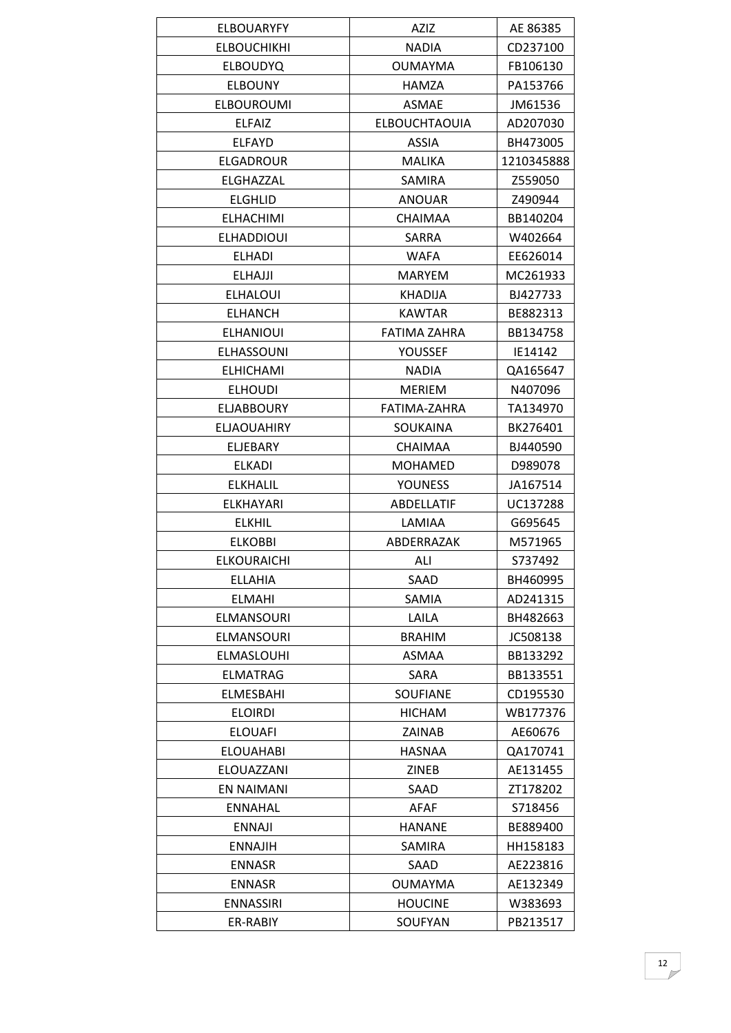| ELBOUARYFY | AZIZ | AE 86385 |
|---|---|---|
| ELBOUCHIKHI | NADIA | CD237100 |
| ELBOUDYQ | OUMAYMA | FB106130 |
| ELBOUNY | HAMZA | PA153766 |
| ELBOUROUMI | ASMAE | JM61536 |
| ELFAIZ | ELBOUCHTAOUIA | AD207030 |
| ELFAYD | ASSIA | BH473005 |
| ELGADROUR | MALIKA | 1210345888 |
| ELGHAZZAL | SAMIRA | Z559050 |
| ELGHLID | ANOUAR | Z490944 |
| ELHACHIMI | CHAIMAA | BB140204 |
| ELHADDIOUI | SARRA | W402664 |
| ELHADI | WAFA | EE626014 |
| ELHAJJI | MARYEM | MC261933 |
| ELHALOUI | KHADIJA | BJ427733 |
| ELHANCH | KAWTAR | BE882313 |
| ELHANIOUI | FATIMA ZAHRA | BB134758 |
| ELHASSOUNI | YOUSSEF | IE14142 |
| ELHICHAMI | NADIA | QA165647 |
| ELHOUDI | MERIEM | N407096 |
| ELJABBOURY | FATIMA-ZAHRA | TA134970 |
| ELJAOUAHIRY | SOUKAINA | BK276401 |
| ELJEBARY | CHAIMAA | BJ440590 |
| ELKADI | MOHAMED | D989078 |
| ELKHALIL | YOUNESS | JA167514 |
| ELKHAYARI | ABDELLATIF | UC137288 |
| ELKHIL | LAMIAA | G695645 |
| ELKOBBI | ABDERRAZAK | M571965 |
| ELKOURAICHI | ALI | S737492 |
| ELLAHIA | SAAD | BH460995 |
| ELMAHI | SAMIA | AD241315 |
| ELMANSOURI | LAILA | BH482663 |
| ELMANSOURI | BRAHIM | JC508138 |
| ELMASLOUHI | ASMAA | BB133292 |
| ELMATRAG | SARA | BB133551 |
| ELMESBAHI | SOUFIANE | CD195530 |
| ELOIRDI | HICHAM | WB177376 |
| ELOUAFI | ZAINAB | AE60676 |
| ELOUAHABI | HASNAA | QA170741 |
| ELOUAZZANI | ZINEB | AE131455 |
| EN NAIMANI | SAAD | ZT178202 |
| ENNAHAL | AFAF | S718456 |
| ENNAJI | HANANE | BE889400 |
| ENNAJIH | SAMIRA | HH158183 |
| ENNASR | SAAD | AE223816 |
| ENNASR | OUMAYMA | AE132349 |
| ENNASSIRI | HOUCINE | W383693 |
| ER-RABIY | SOUFYAN | PB213517 |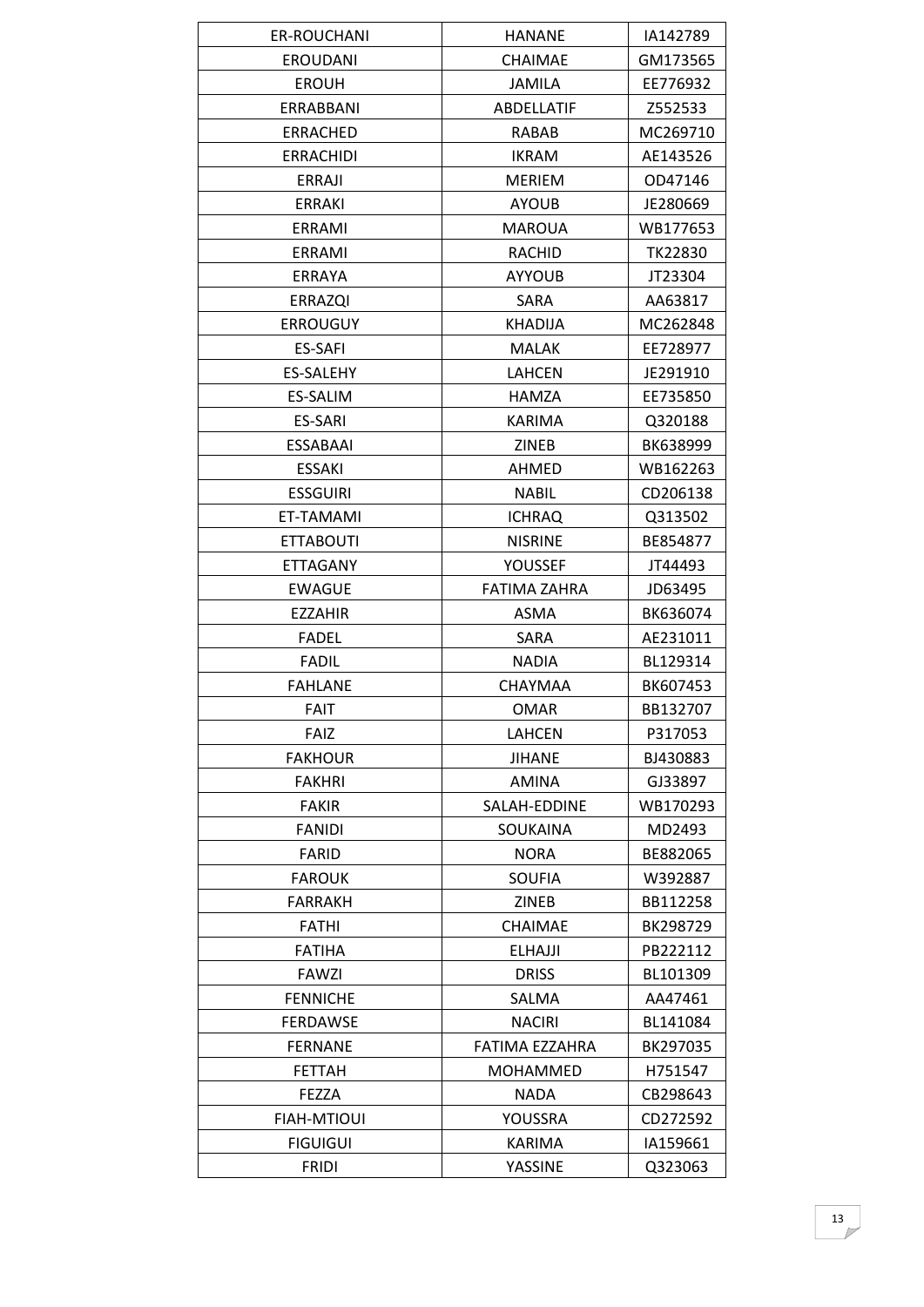| ER-ROUCHANI | HANANE | IA142789 |
|---|---|---|
| EROUDANI | CHAIMAE | GM173565 |
| EROUH | JAMILA | EE776932 |
| ERRABBANI | ABDELLATIF | Z552533 |
| ERRACHED | RABAB | MC269710 |
| ERRACHIDI | IKRAM | AE143526 |
| ERRAJI | MERIEM | OD47146 |
| ERRAKI | AYOUB | JE280669 |
| ERRAMI | MAROUA | WB177653 |
| ERRAMI | RACHID | TK22830 |
| ERRAYA | AYYOUB | JT23304 |
| ERRAZQI | SARA | AA63817 |
| ERROUGUY | KHADIJA | MC262848 |
| ES-SAFI | MALAK | EE728977 |
| ES-SALEHY | LAHCEN | JE291910 |
| ES-SALIM | HAMZA | EE735850 |
| ES-SARI | KARIMA | Q320188 |
| ESSABAAI | ZINEB | BK638999 |
| ESSAKI | AHMED | WB162263 |
| ESSGUIRI | NABIL | CD206138 |
| ET-TAMAMI | ICHRAQ | Q313502 |
| ETTABOUTI | NISRINE | BE854877 |
| ETTAGANY | YOUSSEF | JT44493 |
| EWAGUE | FATIMA ZAHRA | JD63495 |
| EZZAHIR | ASMA | BK636074 |
| FADEL | SARA | AE231011 |
| FADIL | NADIA | BL129314 |
| FAHLANE | CHAYMAA | BK607453 |
| FAIT | OMAR | BB132707 |
| FAIZ | LAHCEN | P317053 |
| FAKHOUR | JIHANE | BJ430883 |
| FAKHRI | AMINA | GJ33897 |
| FAKIR | SALAH-EDDINE | WB170293 |
| FANIDI | SOUKAINA | MD2493 |
| FARID | NORA | BE882065 |
| FAROUK | SOUFIA | W392887 |
| FARRAKH | ZINEB | BB112258 |
| FATHI | CHAIMAE | BK298729 |
| FATIHA | ELHAJJI | PB222112 |
| FAWZI | DRISS | BL101309 |
| FENNICHE | SALMA | AA47461 |
| FERDAWSE | NACIRI | BL141084 |
| FERNANE | FATIMA EZZAHRA | BK297035 |
| FETTAH | MOHAMMED | H751547 |
| FEZZA | NADA | CB298643 |
| FIAH-MTIOUI | YOUSSRA | CD272592 |
| FIGUIGUI | KARIMA | IA159661 |
| FRIDI | YASSINE | Q323063 |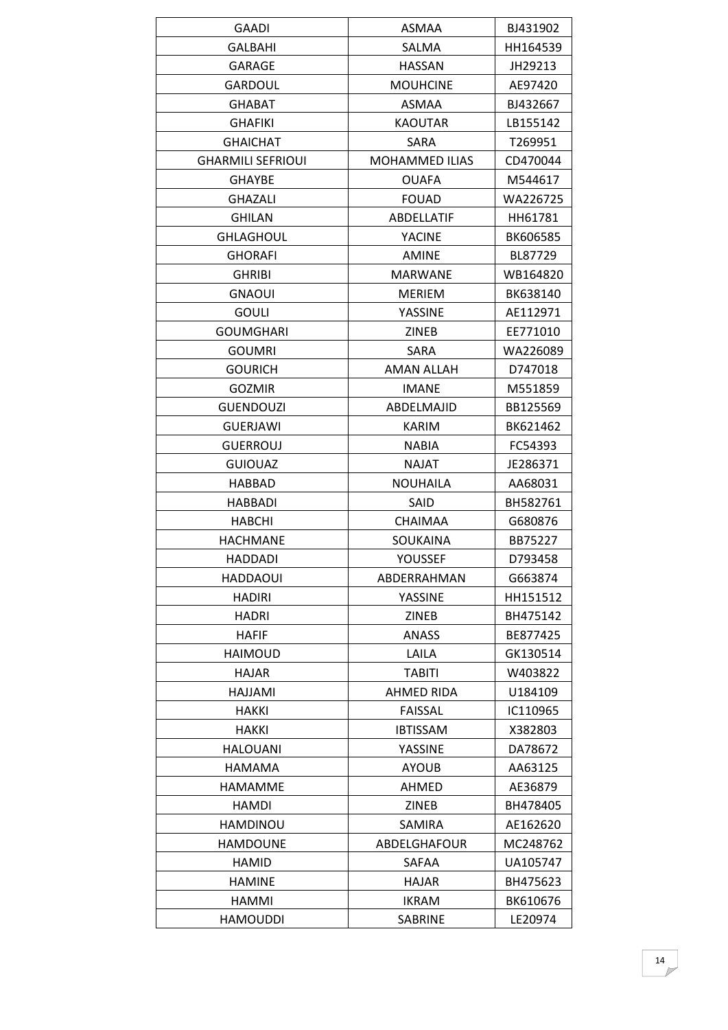| GAADI | ASMAA | BJ431902 |
|---|---|---|
| GALBAHI | SALMA | HH164539 |
| GARAGE | HASSAN | JH29213 |
| GARDOUL | MOUHCINE | AE97420 |
| GHABAT | ASMAA | BJ432667 |
| GHAFIKI | KAOUTAR | LB155142 |
| GHAICHAT | SARA | T269951 |
| GHARMILI SEFRIOUI | MOHAMMED ILIAS | CD470044 |
| GHAYBE | OUAFA | M544617 |
| GHAZALI | FOUAD | WA226725 |
| GHILAN | ABDELLATIF | HH61781 |
| GHLAGHOUL | YACINE | BK606585 |
| GHORAFI | AMINE | BL87729 |
| GHRIBI | MARWANE | WB164820 |
| GNAOUI | MERIEM | BK638140 |
| GOULI | YASSINE | AE112971 |
| GOUMGHARI | ZINEB | EE771010 |
| GOUMRI | SARA | WA226089 |
| GOURICH | AMAN ALLAH | D747018 |
| GOZMIR | IMANE | M551859 |
| GUENDOUZI | ABDELMAJID | BB125569 |
| GUERJAWI | KARIM | BK621462 |
| GUERROUJ | NABIA | FC54393 |
| GUIOUAZ | NAJAT | JE286371 |
| HABBAD | NOUHAILA | AA68031 |
| HABBADI | SAID | BH582761 |
| HABCHI | CHAIMAA | G680876 |
| HACHMANE | SOUKAINA | BB75227 |
| HADDADI | YOUSSEF | D793458 |
| HADDAOUI | ABDERRAHMAN | G663874 |
| HADIRI | YASSINE | HH151512 |
| HADRI | ZINEB | BH475142 |
| HAFIF | ANASS | BE877425 |
| HAIMOUD | LAILA | GK130514 |
| HAJAR | TABITI | W403822 |
| HAJJAMI | AHMED RIDA | U184109 |
| HAKKI | FAISSAL | IC110965 |
| HAKKI | IBTISSAM | X382803 |
| HALOUANI | YASSINE | DA78672 |
| HAMAMA | AYOUB | AA63125 |
| HAMAMME | AHMED | AE36879 |
| HAMDI | ZINEB | BH478405 |
| HAMDINOU | SAMIRA | AE162620 |
| HAMDOUNE | ABDELGHAFOUR | MC248762 |
| HAMID | SAFAA | UA105747 |
| HAMINE | HAJAR | BH475623 |
| HAMMI | IKRAM | BK610676 |
| HAMOUDDI | SABRINE | LE20974 |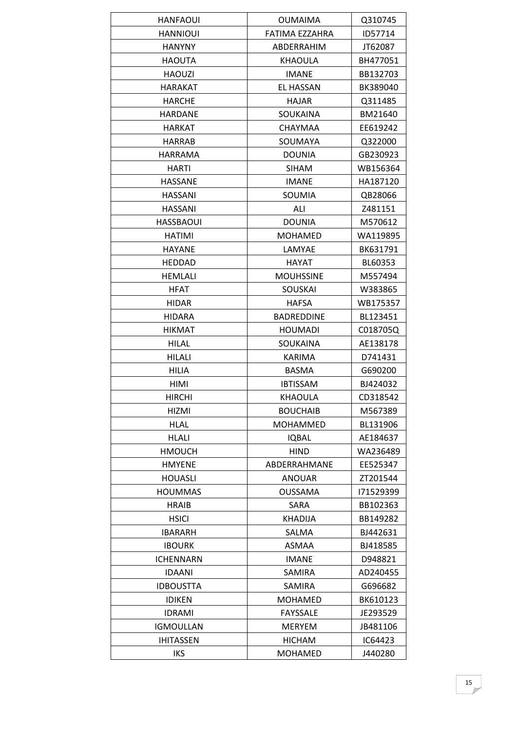| HANFAOUI | OUMAIMA | Q310745 |
|---|---|---|
| HANNIOUI | FATIMA EZZAHRA | ID57714 |
| HANYNY | ABDERRAHIM | JT62087 |
| HAOUTA | KHAOULA | BH477051 |
| HAOUZI | IMANE | BB132703 |
| HARAKAT | EL HASSAN | BK389040 |
| HARCHE | HAJAR | Q311485 |
| HARDANE | SOUKAINA | BM21640 |
| HARKAT | CHAYMAA | EE619242 |
| HARRAB | SOUMAYA | Q322000 |
| HARRAMA | DOUNIA | GB230923 |
| HARTI | SIHAM | WB156364 |
| HASSANE | IMANE | HA187120 |
| HASSANI | SOUMIA | QB28066 |
| HASSANI | ALI | Z481151 |
| HASSBAOUI | DOUNIA | M570612 |
| HATIMI | MOHAMED | WA119895 |
| HAYANE | LAMYAE | BK631791 |
| HEDDAD | HAYAT | BL60353 |
| HEMLALI | MOUHSSINE | M557494 |
| HFAT | SOUSKAI | W383865 |
| HIDAR | HAFSA | WB175357 |
| HIDARA | BADREDDINE | BL123451 |
| HIKMAT | HOUMADI | C018705Q |
| HILAL | SOUKAINA | AE138178 |
| HILALI | KARIMA | D741431 |
| HILIA | BASMA | G690200 |
| HIMI | IBTISSAM | BJ424032 |
| HIRCHI | KHAOULA | CD318542 |
| HIZMI | BOUCHAIB | M567389 |
| HLAL | MOHAMMED | BL131906 |
| HLALI | IQBAL | AE184637 |
| HMOUCH | HIND | WA236489 |
| HMYENE | ABDERRAHMANE | EE525347 |
| HOUASLI | ANOUAR | ZT201544 |
| HOUMMAS | OUSSAMA | I71529399 |
| HRAIB | SARA | BB102363 |
| HSICI | KHADIJA | BB149282 |
| IBARARH | SALMA | BJ442631 |
| IBOURK | ASMAA | BJ418585 |
| ICHENNARN | IMANE | D948821 |
| IDAANI | SAMIRA | AD240455 |
| IDBOUSTTA | SAMIRA | G696682 |
| IDIKEN | MOHAMED | BK610123 |
| IDRAMI | FAYSSALE | JE293529 |
| IGMOULLAN | MERYEM | JB481106 |
| IHITASSEN | HICHAM | IC64423 |
| IKS | MOHAMED | J440280 |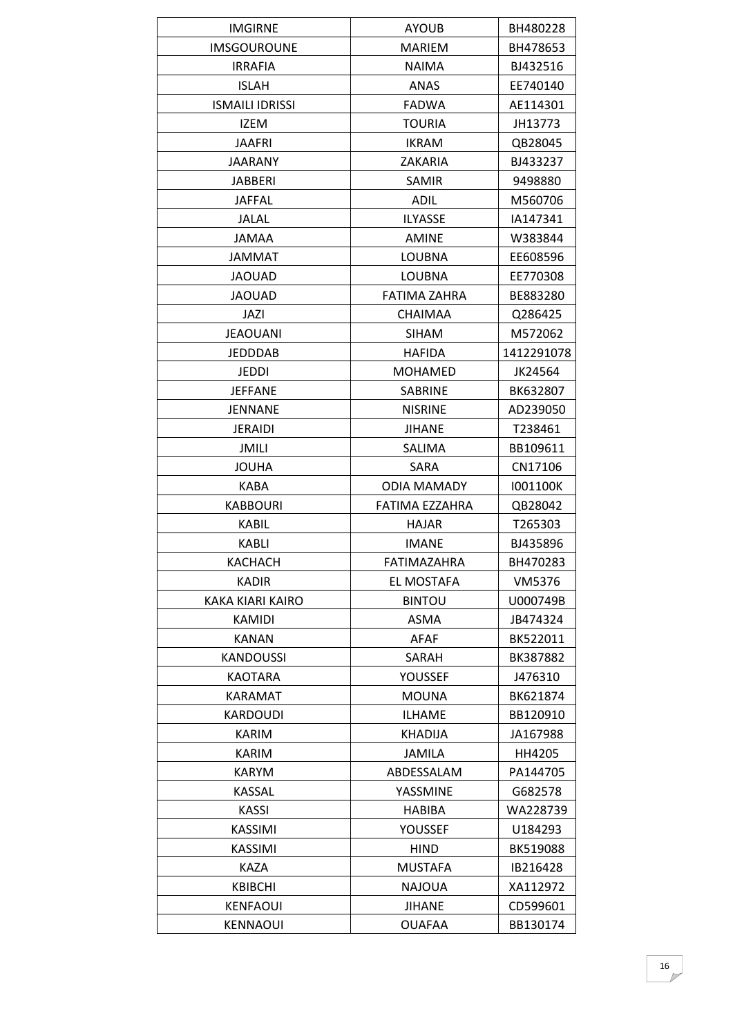| IMGIRNE | AYOUB | BH480228 |
|---|---|---|
| IMSGOUROUNE | MARIEM | BH478653 |
| IRRAFIA | NAIMA | BJ432516 |
| ISLAH | ANAS | EE740140 |
| ISMAILI IDRISSI | FADWA | AE114301 |
| IZEM | TOURIA | JH13773 |
| JAAFRI | IKRAM | QB28045 |
| JAARANY | ZAKARIA | BJ433237 |
| JABBERI | SAMIR | 9498880 |
| JAFFAL | ADIL | M560706 |
| JALAL | ILYASSE | IA147341 |
| JAMAA | AMINE | W383844 |
| JAMMAT | LOUBNA | EE608596 |
| JAOUAD | LOUBNA | EE770308 |
| JAOUAD | FATIMA ZAHRA | BE883280 |
| JAZI | CHAIMAA | Q286425 |
| JEAOUANI | SIHAM | M572062 |
| JEDDDAB | HAFIDA | 1412291078 |
| JEDDI | MOHAMED | JK24564 |
| JEFFANE | SABRINE | BK632807 |
| JENNANE | NISRINE | AD239050 |
| JERAIDI | JIHANE | T238461 |
| JMILI | SALIMA | BB109611 |
| JOUHA | SARA | CN17106 |
| KABA | ODIA MAMADY | I001100K |
| KABBOURI | FATIMA EZZAHRA | QB28042 |
| KABIL | HAJAR | T265303 |
| KABLI | IMANE | BJ435896 |
| KACHACH | FATIMAZAHRA | BH470283 |
| KADIR | EL MOSTAFA | VM5376 |
| KAKA KIARI KAIRO | BINTOU | U000749B |
| KAMIDI | ASMA | JB474324 |
| KANAN | AFAF | BK522011 |
| KANDOUSSI | SARAH | BK387882 |
| KAOTARA | YOUSSEF | J476310 |
| KARAMAT | MOUNA | BK621874 |
| KARDOUDI | ILHAME | BB120910 |
| KARIM | KHADIJA | JA167988 |
| KARIM | JAMILA | HH4205 |
| KARYM | ABDESSALAM | PA144705 |
| KASSAL | YASSMINE | G682578 |
| KASSI | HABIBA | WA228739 |
| KASSIMI | YOUSSEF | U184293 |
| KASSIMI | HIND | BK519088 |
| KAZA | MUSTAFA | IB216428 |
| KBIBCHI | NAJOUA | XA112972 |
| KENFAOUI | JIHANE | CD599601 |
| KENNAOUI | OUAFAA | BB130174 |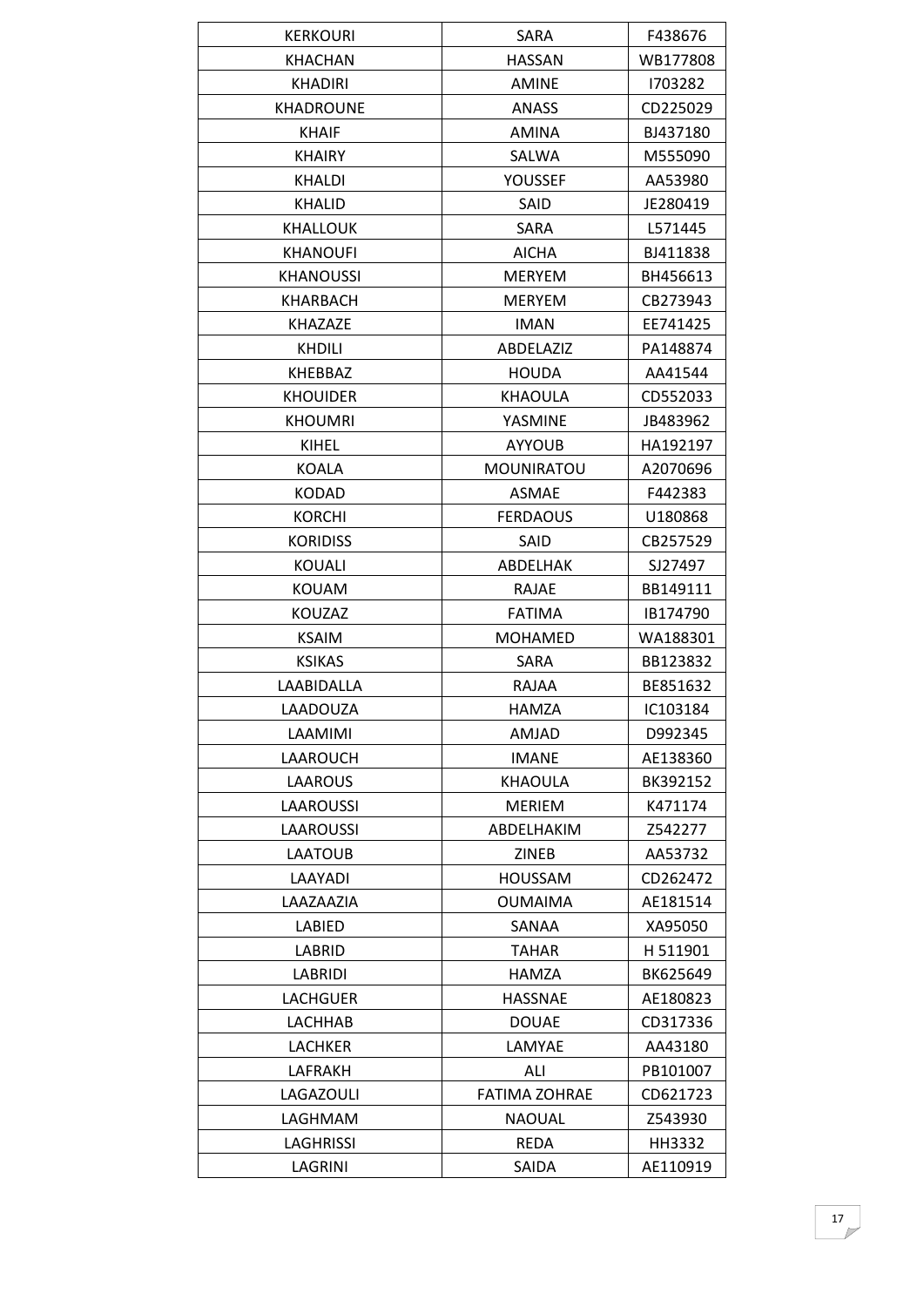| KERKOURI | SARA | F438676 |
|---|---|---|
| KHACHAN | HASSAN | WB177808 |
| KHADIRI | AMINE | I703282 |
| KHADROUNE | ANASS | CD225029 |
| KHAIF | AMINA | BJ437180 |
| KHAIRY | SALWA | M555090 |
| KHALDI | YOUSSEF | AA53980 |
| KHALID | SAID | JE280419 |
| KHALLOUK | SARA | L571445 |
| KHANOUFI | AICHA | BJ411838 |
| KHANOUSSI | MERYEM | BH456613 |
| KHARBACH | MERYEM | CB273943 |
| KHAZAZE | IMAN | EE741425 |
| KHDILI | ABDELAZIZ | PA148874 |
| KHEBBAZ | HOUDA | AA41544 |
| KHOUIDER | KHAOULA | CD552033 |
| KHOUMRI | YASMINE | JB483962 |
| KIHEL | AYYOUB | HA192197 |
| KOALA | MOUNIRATOU | A2070696 |
| KODAD | ASMAE | F442383 |
| KORCHI | FERDAOUS | U180868 |
| KORIDISS | SAID | CB257529 |
| KOUALI | ABDELHAK | SJ27497 |
| KOUAM | RAJAE | BB149111 |
| KOUZAZ | FATIMA | IB174790 |
| KSAIM | MOHAMED | WA188301 |
| KSIKAS | SARA | BB123832 |
| LAABIDALLA | RAJAA | BE851632 |
| LAADOUZA | HAMZA | IC103184 |
| LAAMIMI | AMJAD | D992345 |
| LAAROUCH | IMANE | AE138360 |
| LAAROUS | KHAOULA | BK392152 |
| LAAROUSSI | MERIEM | K471174 |
| LAAROUSSI | ABDELHAKIM | Z542277 |
| LAATOUB | ZINEB | AA53732 |
| LAAYADI | HOUSSAM | CD262472 |
| LAAZAAZIA | OUMAIMA | AE181514 |
| LABIED | SANAA | XA95050 |
| LABRID | TAHAR | H 511901 |
| LABRIDI | HAMZA | BK625649 |
| LACHGUER | HASSNAE | AE180823 |
| LACHHAB | DOUAE | CD317336 |
| LACHKER | LAMYAE | AA43180 |
| LAFRAKH | ALI | PB101007 |
| LAGAZOULI | FATIMA ZOHRAE | CD621723 |
| LAGHMAM | NAOUAL | Z543930 |
| LAGHRISSI | REDA | HH3332 |
| LAGRINI | SAIDA | AE110919 |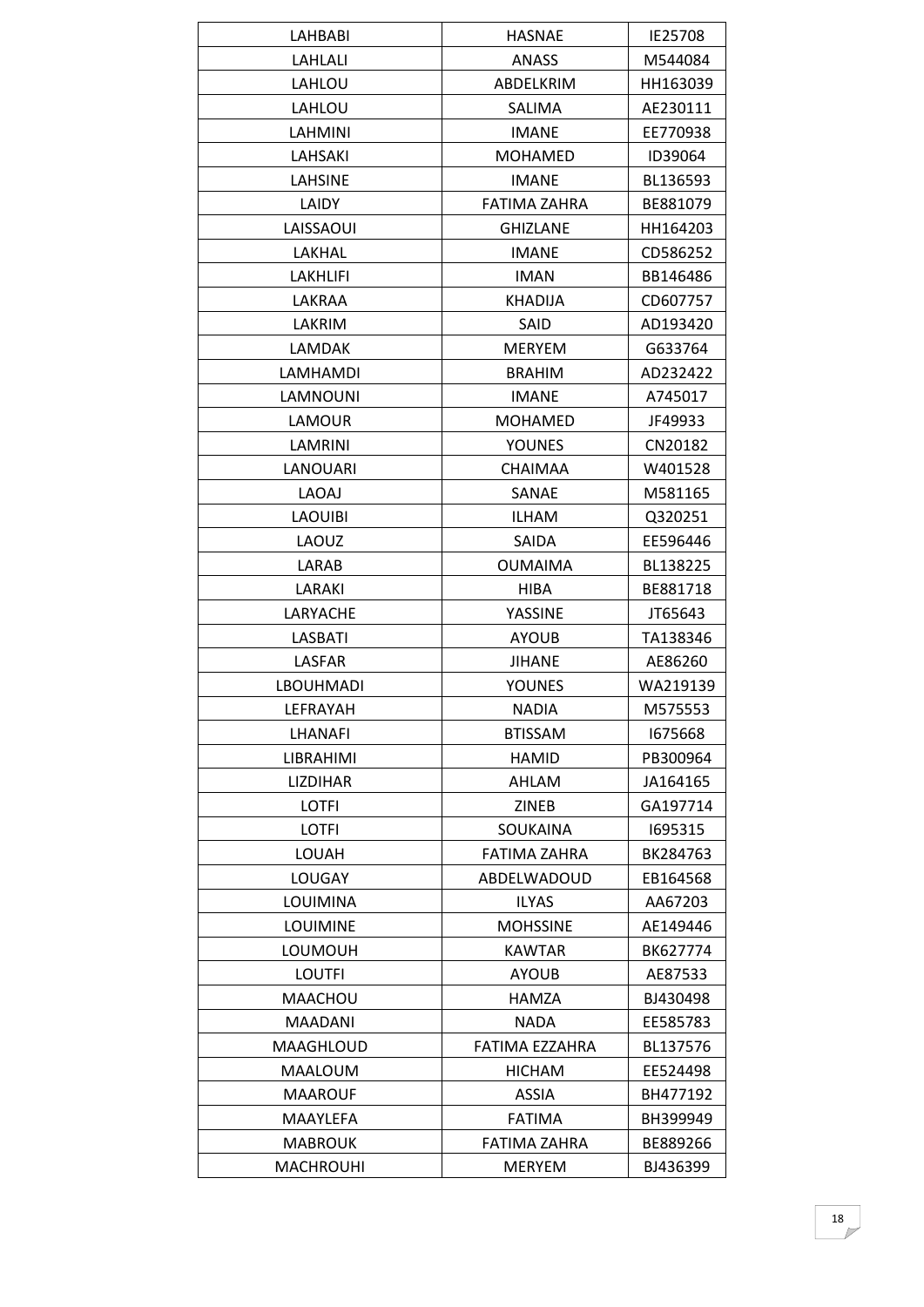| LAHBABI | HASNAE | IE25708 |
|---|---|---|
| LAHLALI | ANASS | M544084 |
| LAHLOU | ABDELKRIM | HH163039 |
| LAHLOU | SALIMA | AE230111 |
| LAHMINI | IMANE | EE770938 |
| LAHSAKI | MOHAMED | ID39064 |
| LAHSINE | IMANE | BL136593 |
| LAIDY | FATIMA ZAHRA | BE881079 |
| LAISSAOUI | GHIZLANE | HH164203 |
| LAKHAL | IMANE | CD586252 |
| LAKHLIFI | IMAN | BB146486 |
| LAKRAA | KHADIJA | CD607757 |
| LAKRIM | SAID | AD193420 |
| LAMDAK | MERYEM | G633764 |
| LAMHAMDI | BRAHIM | AD232422 |
| LAMNOUNI | IMANE | A745017 |
| LAMOUR | MOHAMED | JF49933 |
| LAMRINI | YOUNES | CN20182 |
| LANOUARI | CHAIMAA | W401528 |
| LAOAJ | SANAE | M581165 |
| LAOUIBI | ILHAM | Q320251 |
| LAOUZ | SAIDA | EE596446 |
| LARAB | OUMAIMA | BL138225 |
| LARAKI | HIBA | BE881718 |
| LARYACHE | YASSINE | JT65643 |
| LASBATI | AYOUB | TA138346 |
| LASFAR | JIHANE | AE86260 |
| LBOUHMADI | YOUNES | WA219139 |
| LEFRAYAH | NADIA | M575553 |
| LHANAFI | BTISSAM | I675668 |
| LIBRAHIMI | HAMID | PB300964 |
| LIZDIHAR | AHLAM | JA164165 |
| LOTFI | ZINEB | GA197714 |
| LOTFI | SOUKAINA | I695315 |
| LOUAH | FATIMA ZAHRA | BK284763 |
| LOUGAY | ABDELWADOUD | EB164568 |
| LOUIMINA | ILYAS | AA67203 |
| LOUIMINE | MOHSSINE | AE149446 |
| LOUMOUH | KAWTAR | BK627774 |
| LOUTFI | AYOUB | AE87533 |
| MAACHOU | HAMZA | BJ430498 |
| MAADANI | NADA | EE585783 |
| MAAGHLOUD | FATIMA EZZAHRA | BL137576 |
| MAALOUM | HICHAM | EE524498 |
| MAAROUF | ASSIA | BH477192 |
| MAAYLEFA | FATIMA | BH399949 |
| MABROUK | FATIMA ZAHRA | BE889266 |
| MACHROUHI | MERYEM | BJ436399 |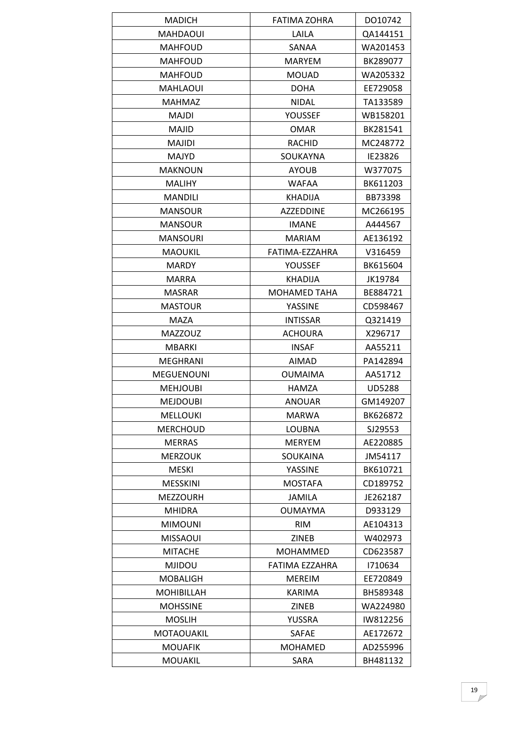| MADICH | FATIMA ZOHRA | DO10742 |
|---|---|---|
| MAHDAOUI | LAILA | QA144151 |
| MAHFOUD | SANAA | WA201453 |
| MAHFOUD | MARYEM | BK289077 |
| MAHFOUD | MOUAD | WA205332 |
| MAHLAOUI | DOHA | EE729058 |
| MAHMAZ | NIDAL | TA133589 |
| MAJDI | YOUSSEF | WB158201 |
| MAJID | OMAR | BK281541 |
| MAJIDI | RACHID | MC248772 |
| MAJYD | SOUKAYNA | IE23826 |
| MAKNOUN | AYOUB | W377075 |
| MALIHY | WAFAA | BK611203 |
| MANDILI | KHADIJA | BB73398 |
| MANSOUR | AZZEDDINE | MC266195 |
| MANSOUR | IMANE | A444567 |
| MANSOURI | MARIAM | AE136192 |
| MAOUKIL | FATIMA-EZZAHRA | V316459 |
| MARDY | YOUSSEF | BK615604 |
| MARRA | KHADIJA | JK19784 |
| MASRAR | MOHAMED TAHA | BE884721 |
| MASTOUR | YASSINE | CD598467 |
| MAZA | INTISSAR | Q321419 |
| MAZZOUZ | ACHOURA | X296717 |
| MBARKI | INSAF | AA55211 |
| MEGHRANI | AIMAD | PA142894 |
| MEGUENOUNI | OUMAIMA | AA51712 |
| MEHJOUBI | HAMZA | UD5288 |
| MEJDOUBI | ANOUAR | GM149207 |
| MELLOUKI | MARWA | BK626872 |
| MERCHOUD | LOUBNA | SJ29553 |
| MERRAS | MERYEM | AE220885 |
| MERZOUK | SOUKAINA | JM54117 |
| MESKI | YASSINE | BK610721 |
| MESSKINI | MOSTAFA | CD189752 |
| MEZZOURH | JAMILA | JE262187 |
| MHIDRA | OUMAYMA | D933129 |
| MIMOUNI | RIM | AE104313 |
| MISSAOUI | ZINEB | W402973 |
| MITACHE | MOHAMMED | CD623587 |
| MJIDOU | FATIMA EZZAHRA | I710634 |
| MOBALIGH | MEREIM | EE720849 |
| MOHIBILLAH | KARIMA | BH589348 |
| MOHSSINE | ZINEB | WA224980 |
| MOSLIH | YUSSRA | IW812256 |
| MOTAOUAKIL | SAFAE | AE172672 |
| MOUAFIK | MOHAMED | AD255996 |
| MOUAKIL | SARA | BH481132 |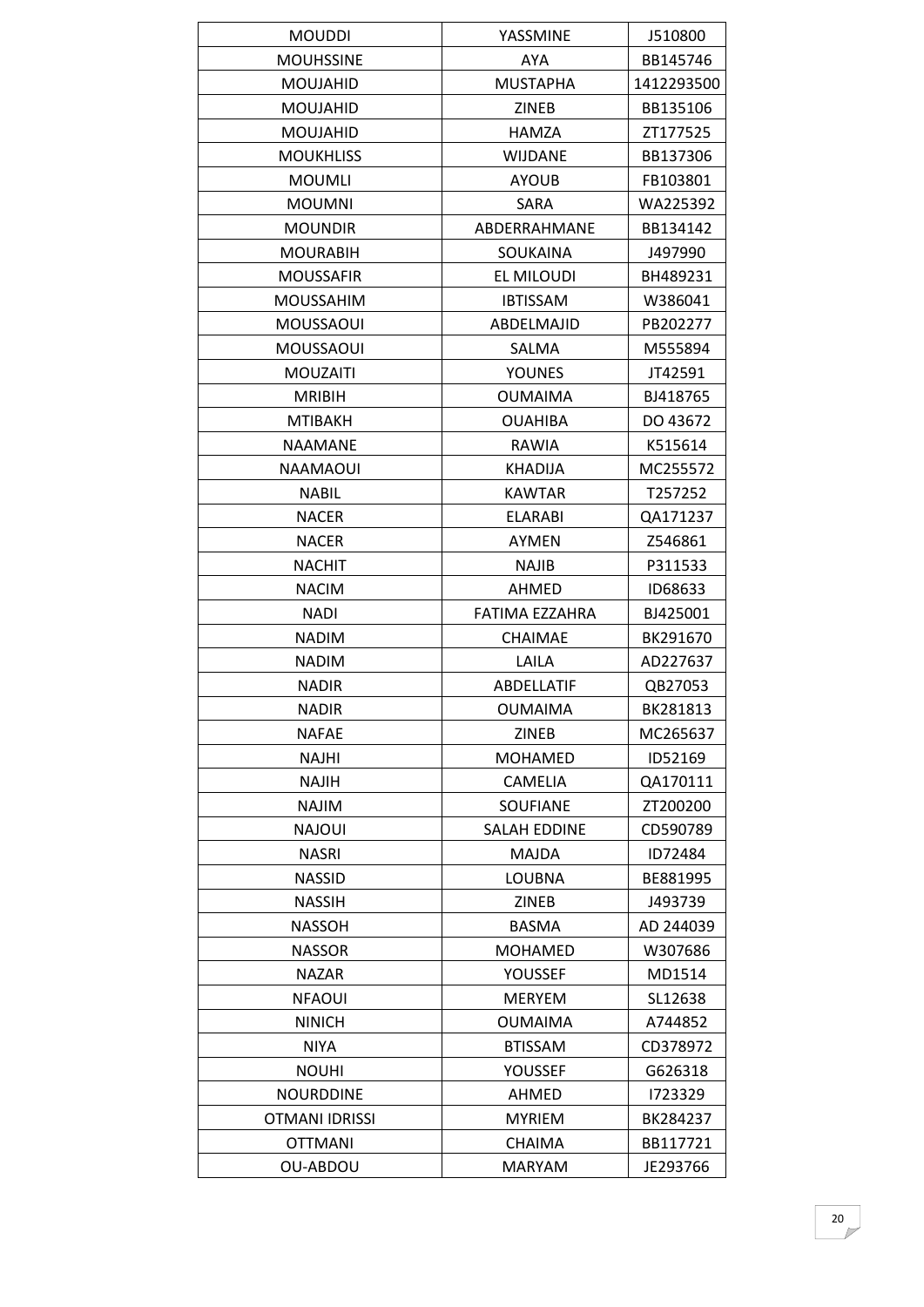| MOUDDI | YASSMINE | J510800 |
|---|---|---|
| MOUHSSINE | AYA | BB145746 |
| MOUJAHID | MUSTAPHA | 1412293500 |
| MOUJAHID | ZINEB | BB135106 |
| MOUJAHID | HAMZA | ZT177525 |
| MOUKHLISS | WIJDANE | BB137306 |
| MOUMLI | AYOUB | FB103801 |
| MOUMNI | SARA | WA225392 |
| MOUNDIR | ABDERRAHMANE | BB134142 |
| MOURABIH | SOUKAINA | J497990 |
| MOUSSAFIR | EL MILOUDI | BH489231 |
| MOUSSAHIM | IBTISSAM | W386041 |
| MOUSSAOUI | ABDELMAJID | PB202277 |
| MOUSSAOUI | SALMA | M555894 |
| MOUZAITI | YOUNES | JT42591 |
| MRIBIH | OUMAIMA | BJ418765 |
| MTIBAKH | OUAHIBA | DO 43672 |
| NAAMANE | RAWIA | K515614 |
| NAAMAOUI | KHADIJA | MC255572 |
| NABIL | KAWTAR | T257252 |
| NACER | ELARABI | QA171237 |
| NACER | AYMEN | Z546861 |
| NACHIT | NAJIB | P311533 |
| NACIM | AHMED | ID68633 |
| NADI | FATIMA EZZAHRA | BJ425001 |
| NADIM | CHAIMAE | BK291670 |
| NADIM | LAILA | AD227637 |
| NADIR | ABDELLATIF | QB27053 |
| NADIR | OUMAIMA | BK281813 |
| NAFAE | ZINEB | MC265637 |
| NAJHI | MOHAMED | ID52169 |
| NAJIH | CAMELIA | QA170111 |
| NAJIM | SOUFIANE | ZT200200 |
| NAJOUI | SALAH EDDINE | CD590789 |
| NASRI | MAJDA | ID72484 |
| NASSID | LOUBNA | BE881995 |
| NASSIH | ZINEB | J493739 |
| NASSOH | BASMA | AD 244039 |
| NASSOR | MOHAMED | W307686 |
| NAZAR | YOUSSEF | MD1514 |
| NFAOUI | MERYEM | SL12638 |
| NINICH | OUMAIMA | A744852 |
| NIYA | BTISSAM | CD378972 |
| NOUHI | YOUSSEF | G626318 |
| NOURDDINE | AHMED | I723329 |
| OTMANI IDRISSI | MYRIEM | BK284237 |
| OTTMANI | CHAIMA | BB117721 |
| OU-ABDOU | MARYAM | JE293766 |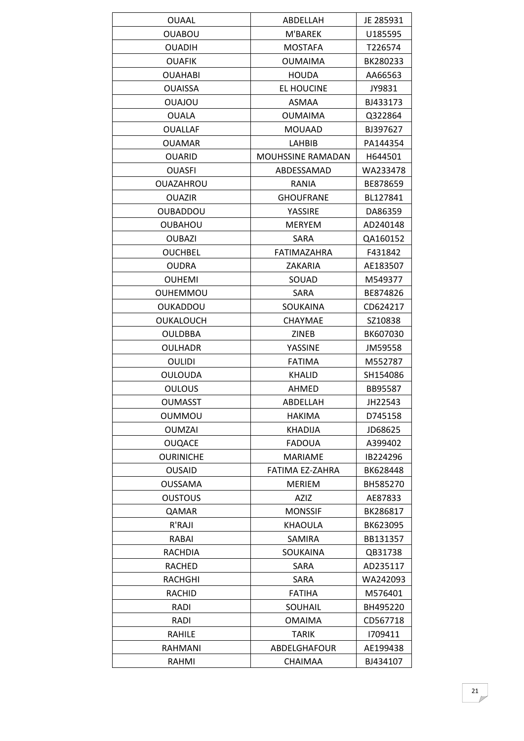| OUAAL | ABDELLAH | JE 285931 |
|---|---|---|
| OUABOU | M'BAREK | U185595 |
| OUADIH | MOSTAFA | T226574 |
| OUAFIK | OUMAIMA | BK280233 |
| OUAHABI | HOUDA | AA66563 |
| OUAISSA | EL HOUCINE | JY9831 |
| OUAJOU | ASMAA | BJ433173 |
| OUALA | OUMAIMA | Q322864 |
| OUALLAF | MOUAAD | BJ397627 |
| OUAMAR | LAHBIB | PA144354 |
| OUARID | MOUHSSINE RAMADAN | H644501 |
| OUASFI | ABDESSAMAD | WA233478 |
| OUAZAHROU | RANIA | BE878659 |
| OUAZIR | GHOUFRANE | BL127841 |
| OUBADDOU | YASSIRE | DA86359 |
| OUBAHOU | MERYEM | AD240148 |
| OUBAZI | SARA | QA160152 |
| OUCHBEL | FATIMAZAHRA | F431842 |
| OUDRA | ZAKARIA | AE183507 |
| OUHEMI | SOUAD | M549377 |
| OUHEMMOU | SARA | BE874826 |
| OUKADDOU | SOUKAINA | CD624217 |
| OUKALOUCH | CHAYMAE | SZ10838 |
| OULDBBA | ZINEB | BK607030 |
| OULHADR | YASSINE | JM59558 |
| OULIDI | FATIMA | M552787 |
| OULOUDA | KHALID | SH154086 |
| OULOUS | AHMED | BB95587 |
| OUMASST | ABDELLAH | JH22543 |
| OUMMOU | HAKIMA | D745158 |
| OUMZAI | KHADIJA | JD68625 |
| OUQACE | FADOUA | A399402 |
| OURINICHE | MARIAME | IB224296 |
| OUSAID | FATIMA EZ-ZAHRA | BK628448 |
| OUSSAMA | MERIEM | BH585270 |
| OUSTOUS | AZIZ | AE87833 |
| QAMAR | MONSSIF | BK286817 |
| R'RAJI | KHAOULA | BK623095 |
| RABAI | SAMIRA | BB131357 |
| RACHDIA | SOUKAINA | QB31738 |
| RACHED | SARA | AD235117 |
| RACHGHI | SARA | WA242093 |
| RACHID | FATIHA | M576401 |
| RADI | SOUHAIL | BH495220 |
| RADI | OMAIMA | CD567718 |
| RAHILE | TARIK | I709411 |
| RAHMANI | ABDELGHAFOUR | AE199438 |
| RAHMI | CHAIMAA | BJ434107 |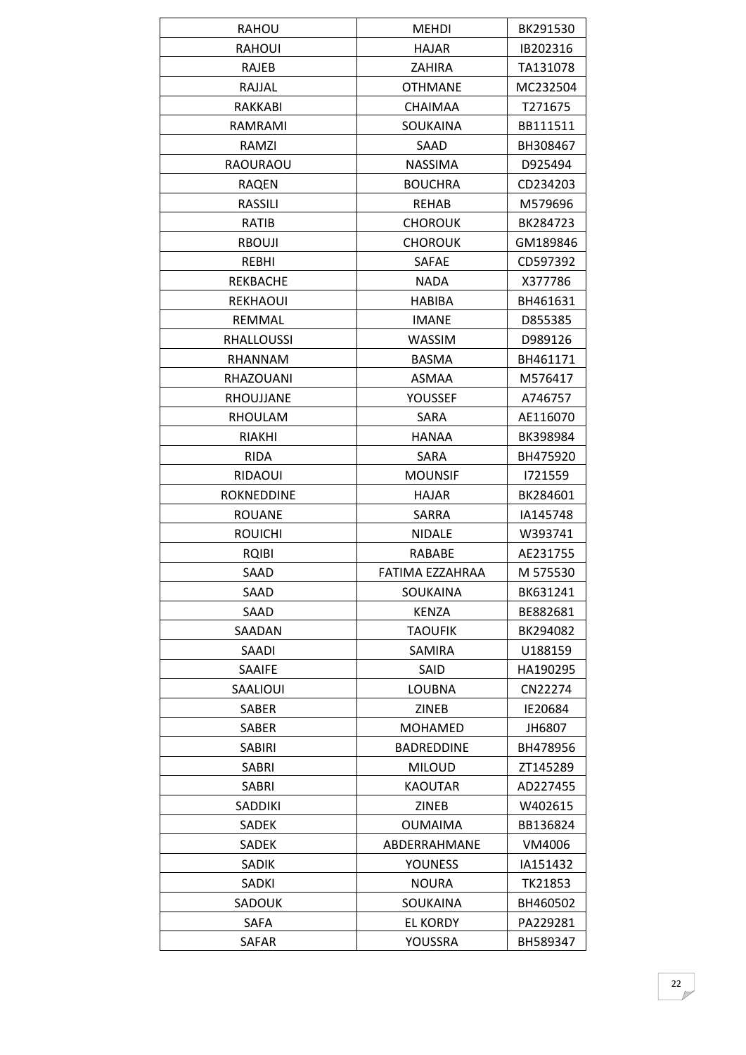| RAHOU | MEHDI | BK291530 |
|---|---|---|
| RAHOUI | HAJAR | IB202316 |
| RAJEB | ZAHIRA | TA131078 |
| RAJJAL | OTHMANE | MC232504 |
| RAKKABI | CHAIMAA | T271675 |
| RAMRAMI | SOUKAINA | BB111511 |
| RAMZI | SAAD | BH308467 |
| RAOURAOU | NASSIMA | D925494 |
| RAQEN | BOUCHRA | CD234203 |
| RASSILI | REHAB | M579696 |
| RATIB | CHOROUK | BK284723 |
| RBOUJI | CHOROUK | GM189846 |
| REBHI | SAFAE | CD597392 |
| REKBACHE | NADA | X377786 |
| REKHAOUI | HABIBA | BH461631 |
| REMMAL | IMANE | D855385 |
| RHALLOUSSI | WASSIM | D989126 |
| RHANNAM | BASMA | BH461171 |
| RHAZOUANI | ASMAA | M576417 |
| RHOUJJANE | YOUSSEF | A746757 |
| RHOULAM | SARA | AE116070 |
| RIAKHI | HANAA | BK398984 |
| RIDA | SARA | BH475920 |
| RIDAOUI | MOUNSIF | I721559 |
| ROKNEDDINE | HAJAR | BK284601 |
| ROUANE | SARRA | IA145748 |
| ROUICHI | NIDALE | W393741 |
| RQIBI | RABABE | AE231755 |
| SAAD | FATIMA EZZAHRAA | M 575530 |
| SAAD | SOUKAINA | BK631241 |
| SAAD | KENZA | BE882681 |
| SAADAN | TAOUFIK | BK294082 |
| SAADI | SAMIRA | U188159 |
| SAAIFE | SAID | HA190295 |
| SAALIOUI | LOUBNA | CN22274 |
| SABER | ZINEB | IE20684 |
| SABER | MOHAMED | JH6807 |
| SABIRI | BADREDDINE | BH478956 |
| SABRI | MILOUD | ZT145289 |
| SABRI | KAOUTAR | AD227455 |
| SADDIKI | ZINEB | W402615 |
| SADEK | OUMAIMA | BB136824 |
| SADEK | ABDERRAHMANE | VM4006 |
| SADIK | YOUNESS | IA151432 |
| SADKI | NOURA | TK21853 |
| SADOUK | SOUKAINA | BH460502 |
| SAFA | EL KORDY | PA229281 |
| SAFAR | YOUSSRA | BH589347 |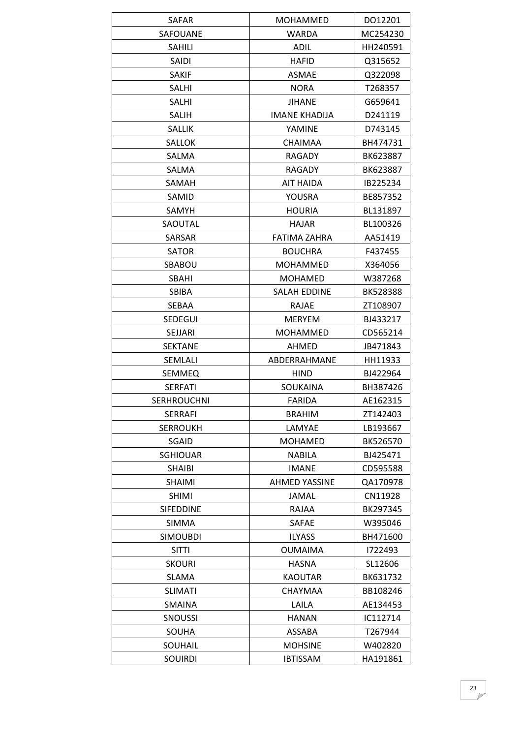| SAFAR | MOHAMMED | DO12201 |
|---|---|---|
| SAFOUANE | WARDA | MC254230 |
| SAHILI | ADIL | HH240591 |
| SAIDI | HAFID | Q315652 |
| SAKIF | ASMAE | Q322098 |
| SALHI | NORA | T268357 |
| SALHI | JIHANE | G659641 |
| SALIH | IMANE KHADIJA | D241119 |
| SALLIK | YAMINE | D743145 |
| SALLOK | CHAIMAA | BH474731 |
| SALMA | RAGADY | BK623887 |
| SALMA | RAGADY | BK623887 |
| SAMAH | AIT HAIDA | IB225234 |
| SAMID | YOUSRA | BE857352 |
| SAMYH | HOURIA | BL131897 |
| SAOUTAL | HAJAR | BL100326 |
| SARSAR | FATIMA ZAHRA | AA51419 |
| SATOR | BOUCHRA | F437455 |
| SBABOU | MOHAMMED | X364056 |
| SBAHI | MOHAMED | W387268 |
| SBIBA | SALAH EDDINE | BK528388 |
| SEBAA | RAJAE | ZT108907 |
| SEDEGUI | MERYEM | BJ433217 |
| SEJJARI | MOHAMMED | CD565214 |
| SEKTANE | AHMED | JB471843 |
| SEMLALI | ABDERRAHMANE | HH11933 |
| SEMMEQ | HIND | BJ422964 |
| SERFATI | SOUKAINA | BH387426 |
| SERHROUCHNI | FARIDA | AE162315 |
| SERRAFI | BRAHIM | ZT142403 |
| SERROUKH | LAMYAE | LB193667 |
| SGAID | MOHAMED | BK526570 |
| SGHIOUAR | NABILA | BJ425471 |
| SHAIBI | IMANE | CD595588 |
| SHAIMI | AHMED YASSINE | QA170978 |
| SHIMI | JAMAL | CN11928 |
| SIFEDDINE | RAJAA | BK297345 |
| SIMMA | SAFAE | W395046 |
| SIMOUBDI | ILYASS | BH471600 |
| SITTI | OUMAIMA | I722493 |
| SKOURI | HASNA | SL12606 |
| SLAMA | KAOUTAR | BK631732 |
| SLIMATI | CHAYMAA | BB108246 |
| SMAINA | LAILA | AE134453 |
| SNOUSSI | HANAN | IC112714 |
| SOUHA | ASSABA | T267944 |
| SOUHAIL | MOHSINE | W402820 |
| SOUIRDI | IBTISSAM | HA191861 |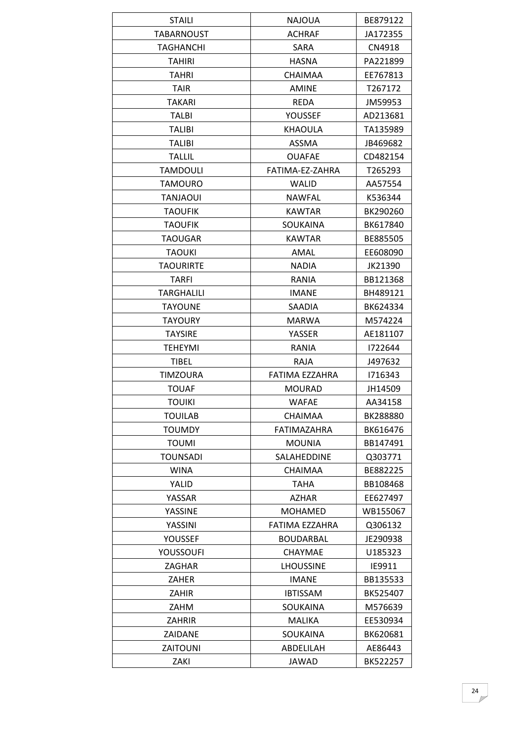| | | |
|---|---|---|
| STAILI | NAJOUA | BE879122 |
| TABARNOUST | ACHRAF | JA172355 |
| TAGHANCHI | SARA | CN4918 |
| TAHIRI | HASNA | PA221899 |
| TAHRI | CHAIMAA | EE767813 |
| TAIR | AMINE | T267172 |
| TAKARI | REDA | JM59953 |
| TALBI | YOUSSEF | AD213681 |
| TALIBI | KHAOULA | TA135989 |
| TALIBI | ASSMA | JB469682 |
| TALLIL | OUAFAE | CD482154 |
| TAMDOULI | FATIMA-EZ-ZAHRA | T265293 |
| TAMOURO | WALID | AA57554 |
| TANJAOUI | NAWFAL | K536344 |
| TAOUFIK | KAWTAR | BK290260 |
| TAOUFIK | SOUKAINA | BK617840 |
| TAOUGAR | KAWTAR | BE885505 |
| TAOUKI | AMAL | EE608090 |
| TAOURIRTE | NADIA | JK21390 |
| TARFI | RANIA | BB121368 |
| TARGHALILI | IMANE | BH489121 |
| TAYOUNE | SAADIA | BK624334 |
| TAYOURY | MARWA | M574224 |
| TAYSIRE | YASSER | AE181107 |
| TEHEYMI | RANIA | I722644 |
| TIBEL | RAJA | J497632 |
| TIMZOURA | FATIMA EZZAHRA | I716343 |
| TOUAF | MOURAD | JH14509 |
| TOUIKI | WAFAE | AA34158 |
| TOUILAB | CHAIMAA | BK288880 |
| TOUMDY | FATIMAZAHRA | BK616476 |
| TOUMI | MOUNIA | BB147491 |
| TOUNSADI | SALAHEDDINE | Q303771 |
| WINA | CHAIMAA | BE882225 |
| YALID | TAHA | BB108468 |
| YASSAR | AZHAR | EE627497 |
| YASSINE | MOHAMED | WB155067 |
| YASSINI | FATIMA EZZAHRA | Q306132 |
| YOUSSEF | BOUDARBAL | JE290938 |
| YOUSSOUFI | CHAYMAE | U185323 |
| ZAGHAR | LHOUSSINE | IE9911 |
| ZAHER | IMANE | BB135533 |
| ZAHIR | IBTISSAM | BK525407 |
| ZAHM | SOUKAINA | M576639 |
| ZAHRIR | MALIKA | EE530934 |
| ZAIDANE | SOUKAINA | BK620681 |
| ZAITOUNI | ABDELILAH | AE86443 |
| ZAKI | JAWAD | BK522257 |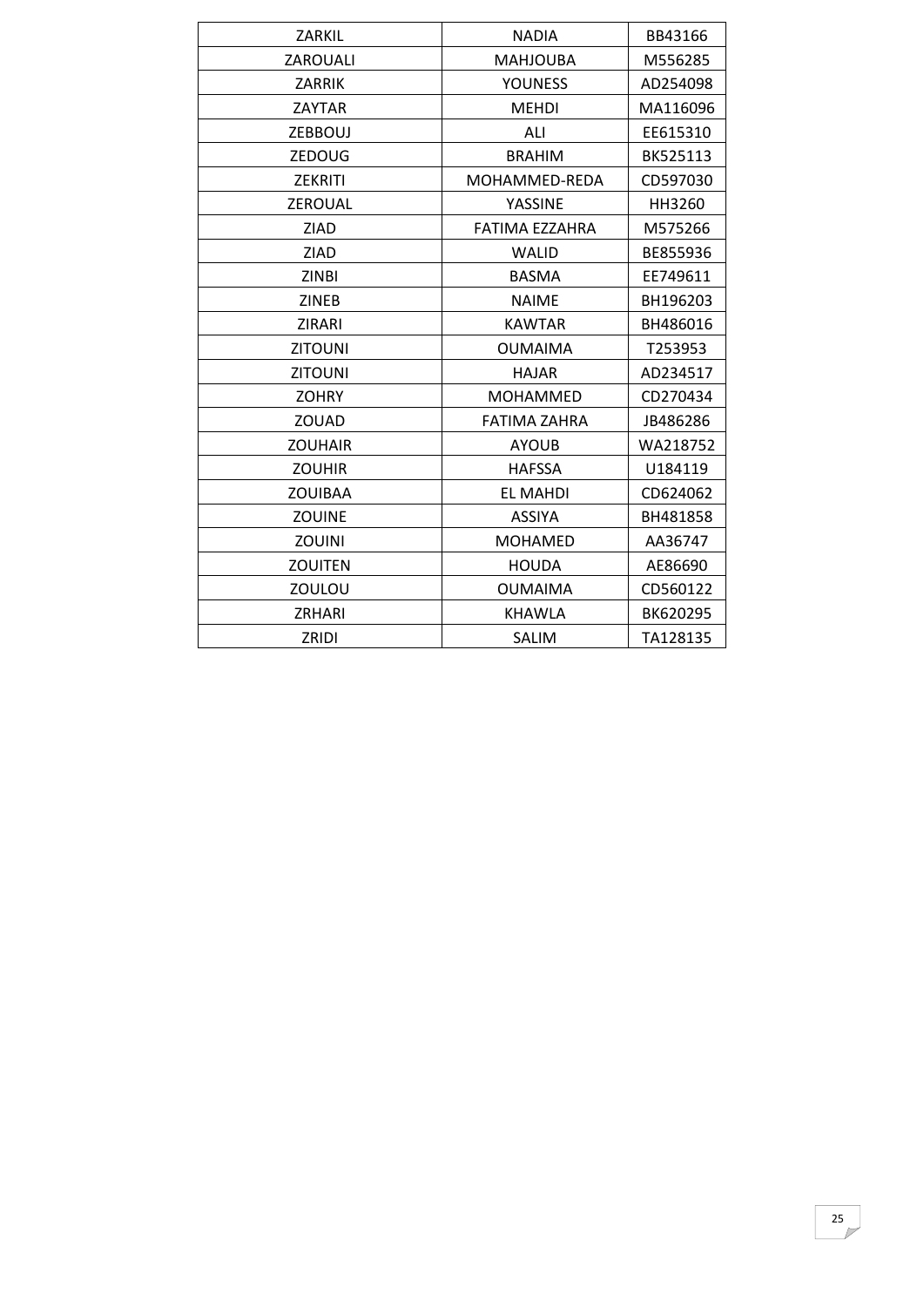| | | |
|---|---|---|
| ZARKIL | NADIA | BB43166 |
| ZAROUALI | MAHJOUBA | M556285 |
| ZARRIK | YOUNESS | AD254098 |
| ZAYTAR | MEHDI | MA116096 |
| ZEBBOUJ | ALI | EE615310 |
| ZEDOUG | BRAHIM | BK525113 |
| ZEKRITI | MOHAMMED-REDA | CD597030 |
| ZEROUAL | YASSINE | HH3260 |
| ZIAD | FATIMA EZZAHRA | M575266 |
| ZIAD | WALID | BE855936 |
| ZINBI | BASMA | EE749611 |
| ZINEB | NAIME | BH196203 |
| ZIRARI | KAWTAR | BH486016 |
| ZITOUNI | OUMAIMA | T253953 |
| ZITOUNI | HAJAR | AD234517 |
| ZOHRY | MOHAMMED | CD270434 |
| ZOUAD | FATIMA ZAHRA | JB486286 |
| ZOUHAIR | AYOUB | WA218752 |
| ZOUHIR | HAFSSA | U184119 |
| ZOUIBAA | EL MAHDI | CD624062 |
| ZOUINE | ASSIYA | BH481858 |
| ZOUINI | MOHAMED | AA36747 |
| ZOUITEN | HOUDA | AE86690 |
| ZOULOU | OUMAIMA | CD560122 |
| ZRHARI | KHAWLA | BK620295 |
| ZRIDI | SALIM | TA128135 |